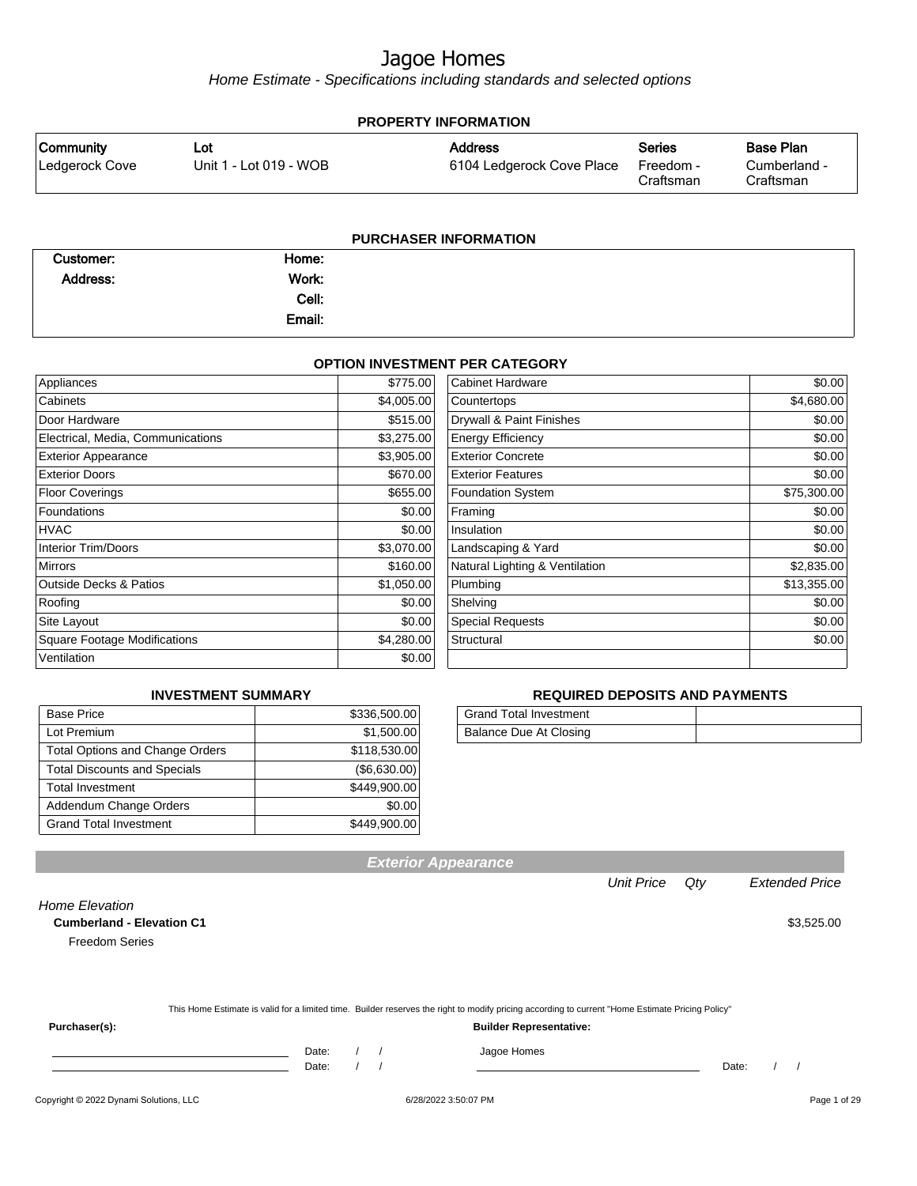# Jagoe Homes

*Home Estimate - Specifications including standards and selected options*

## PROPERTY INFORMATION

| Community | Lot | Address | Series | Base Plan |
|---|---|---|---|---|
| Ledgerock Cove | Unit 1 - Lot 019 - WOB | 6104 Ledgerock Cove Place | Freedom - Craftsman | Cumberland - Craftsman |

## PURCHASER INFORMATION

| | | | |
|---|---|---|---|
| **Customer:** | | **Home:** | |
| **Address:** | | **Work:** | |
| | | **Cell:** | |
| | | **Email:** | |

## OPTION INVESTMENT PER CATEGORY

| Category | Amount | Category | Amount |
|---|---|---|---|
| Appliances | $775.00 | Cabinet Hardware | $0.00 |
| Cabinets | $4,005.00 | Countertops | $4,680.00 |
| Door Hardware | $515.00 | Drywall & Paint Finishes | $0.00 |
| Electrical, Media, Communications | $3,275.00 | Energy Efficiency | $0.00 |
| Exterior Appearance | $3,905.00 | Exterior Concrete | $0.00 |
| Exterior Doors | $670.00 | Exterior Features | $0.00 |
| Floor Coverings | $655.00 | Foundation System | $75,300.00 |
| Foundations | $0.00 | Framing | $0.00 |
| HVAC | $0.00 | Insulation | $0.00 |
| Interior Trim/Doors | $3,070.00 | Landscaping & Yard | $0.00 |
| Mirrors | $160.00 | Natural Lighting & Ventilation | $2,835.00 |
| Outside Decks & Patios | $1,050.00 | Plumbing | $13,355.00 |
| Roofing | $0.00 | Shelving | $0.00 |
| Site Layout | $0.00 | Special Requests | $0.00 |
| Square Footage Modifications | $4,280.00 | Structural | $0.00 |
| Ventilation | $0.00 | | |

## INVESTMENT SUMMARY

| Item | Amount |
|---|---|
| Base Price | $336,500.00 |
| Lot Premium | $1,500.00 |
| Total Options and Change Orders | $118,530.00 |
| Total Discounts and Specials | ($6,630.00) |
| Total Investment | $449,900.00 |
| Addendum Change Orders | $0.00 |
| Grand Total Investment | $449,900.00 |

## REQUIRED DEPOSITS AND PAYMENTS

| Item | Amount |
|---|---|
| Grand Total Investment | |
| Balance Due At Closing | |

## Exterior Appearance

| | Unit Price | Qty | Extended Price |
|---|---|---|---|
| *Home Elevation* | | | |
| **Cumberland - Elevation C1** | | | $3,525.00 |
| Freedom Series | | | |

This Home Estimate is valid for a limited time. Builder reserves the right to modify pricing according to current "Home Estimate Pricing Policy"

**Purchaser(s):**

\_\_\_\_\_\_\_\_\_\_\_\_\_\_\_\_\_\_\_\_ Date: / /

\_\_\_\_\_\_\_\_\_\_\_\_\_\_\_\_\_\_\_\_ Date: / /

**Builder Representative:**

Jagoe Homes

\_\_\_\_\_\_\_\_\_\_\_\_\_\_\_\_\_\_\_\_ Date: / /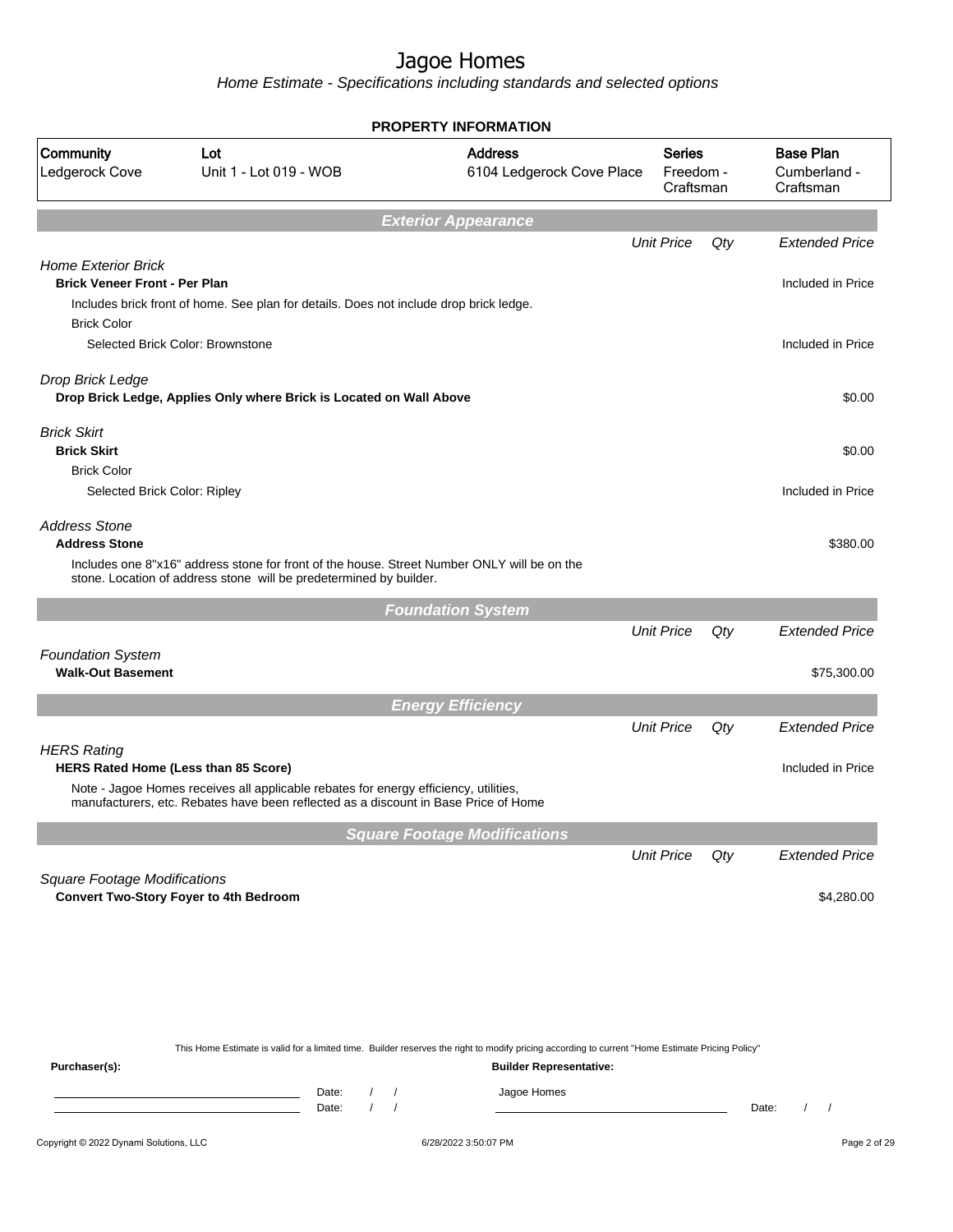# Jagoe Homes

*Home Estimate - Specifications including standards and selected options*

**PROPERTY INFORMATION**

| Community | Lot | Address | Series | Base Plan |
|---|---|---|---|---|
| Ledgerock Cove | Unit 1 - Lot 019 - WOB | 6104 Ledgerock Cove Place | Freedom - Craftsman | Cumberland - Craftsman |

## Exterior Appearance

| | Unit Price | Qty | Extended Price |
|---|---|---|---|
| *Home Exterior Brick* | | | |
| **Brick Veneer Front - Per Plan** | | | Included in Price |
| Includes brick front of home. See plan for details. Does not include drop brick ledge. | | | |
| Brick Color | | | |
| Selected Brick Color: Brownstone | | | Included in Price |
| *Drop Brick Ledge* | | | |
| **Drop Brick Ledge, Applies Only where Brick is Located on Wall Above** | | | $0.00 |
| *Brick Skirt* | | | |
| **Brick Skirt** | | | $0.00 |
| Brick Color | | | |
| Selected Brick Color: Ripley | | | Included in Price |
| *Address Stone* | | | |
| **Address Stone** | | | $380.00 |
| Includes one 8"x16" address stone for front of the house. Street Number ONLY will be on the stone. Location of address stone will be predetermined by builder. | | | |

## Foundation System

| | Unit Price | Qty | Extended Price |
|---|---|---|---|
| *Foundation System* | | | |
| **Walk-Out Basement** | | | $75,300.00 |

## Energy Efficiency

| | Unit Price | Qty | Extended Price |
|---|---|---|---|
| *HERS Rating* | | | |
| **HERS Rated Home (Less than 85 Score)** | | | Included in Price |
| Note - Jagoe Homes receives all applicable rebates for energy efficiency, utilities, manufacturers, etc. Rebates have been reflected as a discount in Base Price of Home | | | |

## Square Footage Modifications

| | Unit Price | Qty | Extended Price |
|---|---|---|---|
| *Square Footage Modifications* | | | |
| **Convert Two-Story Foyer to 4th Bedroom** | | | $4,280.00 |

This Home Estimate is valid for a limited time. Builder reserves the right to modify pricing according to current "Home Estimate Pricing Policy"

**Purchaser(s):** **Builder Representative:**

Date: / /  Jagoe Homes

Date: / /  Date: / /

Copyright © 2022 Dynami Solutions, LLC 6/28/2022 3:50:07 PM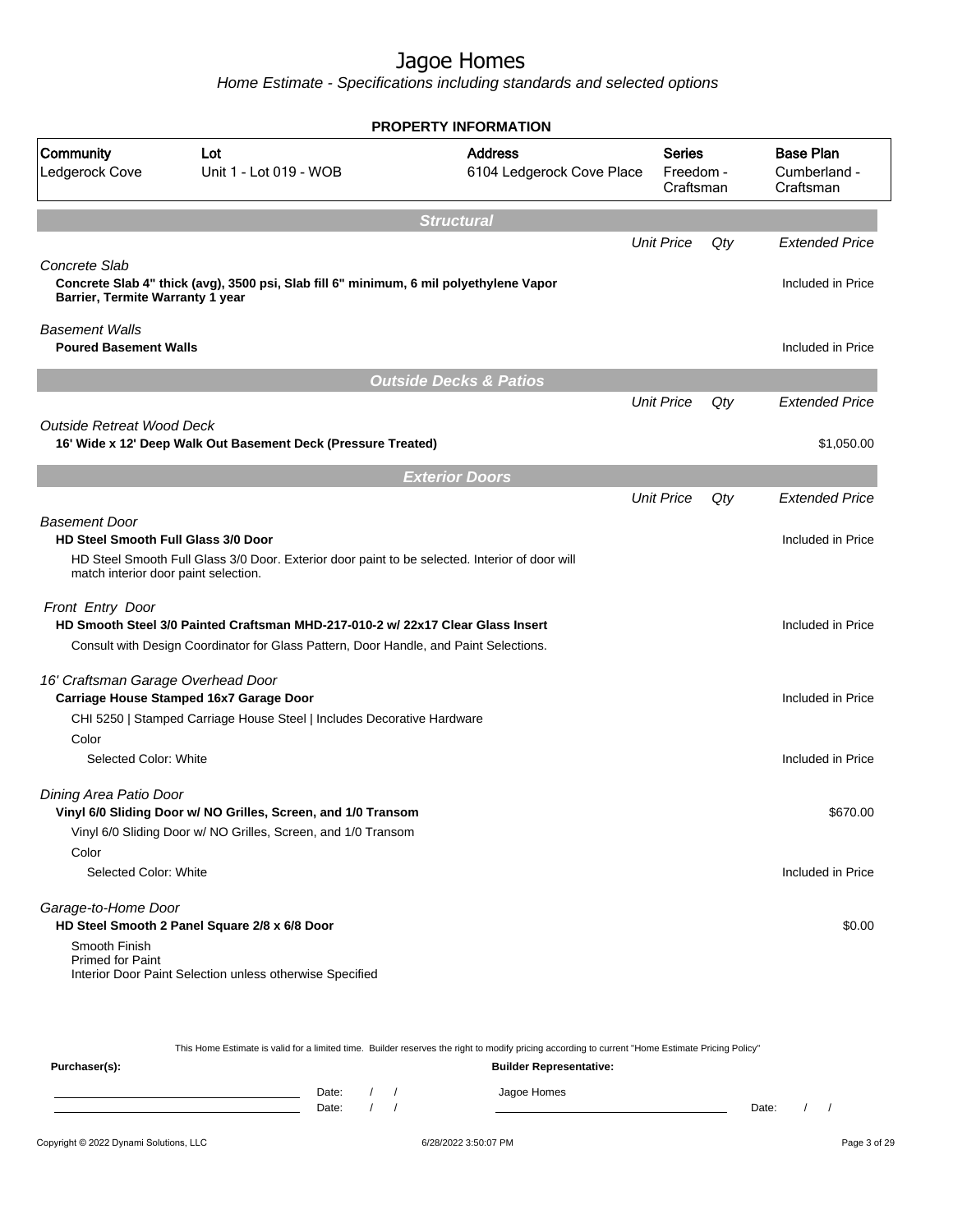# Jagoe Homes

*Home Estimate - Specifications including standards and selected options*

**PROPERTY INFORMATION**

| Community | Lot | Address | Series | Base Plan |
|---|---|---|---|---|
| Ledgerock Cove | Unit 1 - Lot 019 - WOB | 6104 Ledgerock Cove Place | Freedom - Craftsman | Cumberland - Craftsman |

## Structural

| | Unit Price | Qty | Extended Price |
|---|---|---|---|
| *Concrete Slab* | | | |
| **Concrete Slab 4" thick (avg), 3500 psi, Slab fill 6" minimum, 6 mil polyethylene Vapor Barrier, Termite Warranty 1 year** | | | Included in Price |
| *Basement Walls* | | | |
| **Poured Basement Walls** | | | Included in Price |

## Outside Decks & Patios

| | Unit Price | Qty | Extended Price |
|---|---|---|---|
| *Outside Retreat Wood Deck* | | | |
| **16' Wide x 12' Deep Walk Out Basement Deck (Pressure Treated)** | | | $1,050.00 |

## Exterior Doors

| | Unit Price | Qty | Extended Price |
|---|---|---|---|
| *Basement Door* | | | |
| **HD Steel Smooth Full Glass 3/0 Door** | | | Included in Price |
| HD Steel Smooth Full Glass 3/0 Door. Exterior door paint to be selected. Interior of door will match interior door paint selection. | | | |
| *Front Entry Door* | | | |
| **HD Smooth Steel 3/0 Painted Craftsman MHD-217-010-2 w/ 22x17 Clear Glass Insert** | | | Included in Price |
| Consult with Design Coordinator for Glass Pattern, Door Handle, and Paint Selections. | | | |
| *16' Craftsman Garage Overhead Door* | | | |
| **Carriage House Stamped 16x7 Garage Door** | | | Included in Price |
| CHI 5250 \| Stamped Carriage House Steel \| Includes Decorative Hardware | | | |
| Color | | | |
| Selected Color: White | | | Included in Price |
| *Dining Area Patio Door* | | | |
| **Vinyl 6/0 Sliding Door w/ NO Grilles, Screen, and 1/0 Transom** | | | $670.00 |
| Vinyl 6/0 Sliding Door w/ NO Grilles, Screen, and 1/0 Transom | | | |
| Color | | | |
| Selected Color: White | | | Included in Price |
| *Garage-to-Home Door* | | | |
| **HD Steel Smooth 2 Panel Square 2/8 x 6/8 Door** | | | $0.00 |
| Smooth Finish<br>Primed for Paint<br>Interior Door Paint Selection unless otherwise Specified | | | |

This Home Estimate is valid for a limited time. Builder reserves the right to modify pricing according to current "Home Estimate Pricing Policy"

**Purchaser(s):**

Date: / /

Date: / /

**Builder Representative:**

Jagoe Homes

Date: / /

Copyright © 2022 Dynami Solutions, LLC — 6/28/2022 3:50:07 PM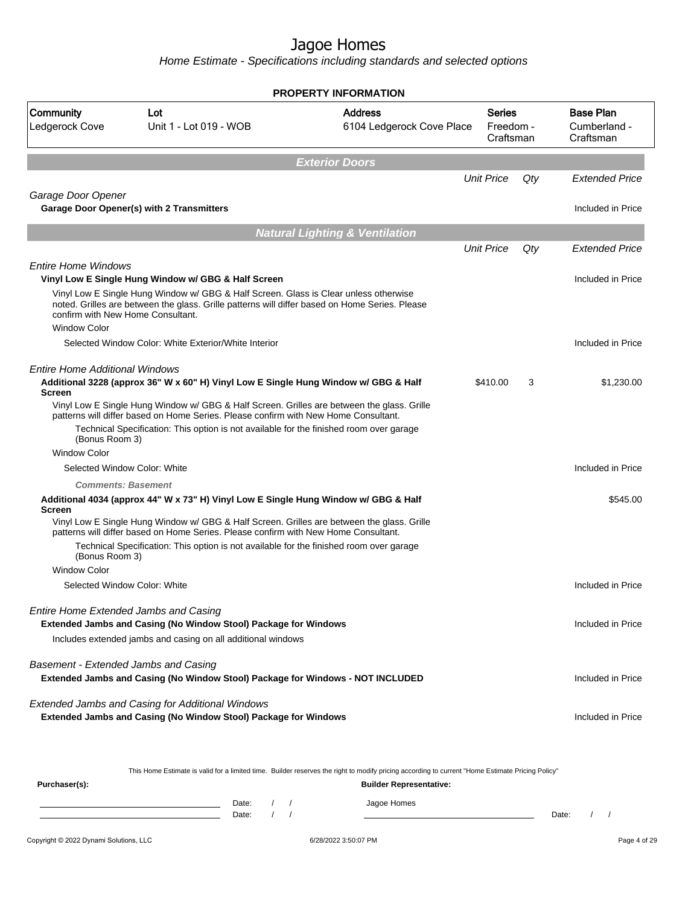# Jagoe Homes

Home Estimate - Specifications including standards and selected options

## PROPERTY INFORMATION

| Community | Lot | Address | Series | Base Plan |
|---|---|---|---|---|
| Ledgerock Cove | Unit 1 - Lot 019 - WOB | 6104 Ledgerock Cove Place | Freedom - Craftsman | Cumberland - Craftsman |

### Exterior Doors

| | Unit Price | Qty | Extended Price |
|---|---|---|---|
| *Garage Door Opener* | | | |
| **Garage Door Opener(s) with 2 Transmitters** | | | Included in Price |

### Natural Lighting & Ventilation

| | Unit Price | Qty | Extended Price |
|---|---|---|---|
| *Entire Home Windows* | | | |
| **Vinyl Low E Single Hung Window w/ GBG & Half Screen** | | | Included in Price |
| Vinyl Low E Single Hung Window w/ GBG & Half Screen. Glass is Clear unless otherwise noted. Grilles are between the glass. Grille patterns will differ based on Home Series. Please confirm with New Home Consultant. | | | |
| Window Color | | | |
| Selected Window Color: White Exterior/White Interior | | | Included in Price |
| *Entire Home Additional Windows* | | | |
| **Additional 3228 (approx 36" W x 60" H) Vinyl Low E Single Hung Window w/ GBG & Half Screen** | $410.00 | 3 | $1,230.00 |
| Vinyl Low E Single Hung Window w/ GBG & Half Screen. Grilles are between the glass. Grille patterns will differ based on Home Series. Please confirm with New Home Consultant. | | | |
| Technical Specification: This option is not available for the finished room over garage (Bonus Room 3) | | | |
| Window Color | | | |
| Selected Window Color: White | | | Included in Price |
| ***Comments: Basement*** | | | |
| **Additional 4034 (approx 44" W x 73" H) Vinyl Low E Single Hung Window w/ GBG & Half Screen** | | | $545.00 |
| Vinyl Low E Single Hung Window w/ GBG & Half Screen. Grilles are between the glass. Grille patterns will differ based on Home Series. Please confirm with New Home Consultant. | | | |
| Technical Specification: This option is not available for the finished room over garage (Bonus Room 3) | | | |
| Window Color | | | |
| Selected Window Color: White | | | Included in Price |
| *Entire Home Extended Jambs and Casing* | | | |
| **Extended Jambs and Casing (No Window Stool) Package for Windows** | | | Included in Price |
| Includes extended jambs and casing on all additional windows | | | |
| *Basement - Extended Jambs and Casing* | | | |
| **Extended Jambs and Casing (No Window Stool) Package for Windows - NOT INCLUDED** | | | Included in Price |
| *Extended Jambs and Casing for Additional Windows* | | | |
| **Extended Jambs and Casing (No Window Stool) Package for Windows** | | | Included in Price |

This Home Estimate is valid for a limited time. Builder reserves the right to modify pricing according to current "Home Estimate Pricing Policy"

**Purchaser(s):** **Builder Representative:**

Date: / / Jagoe Homes

Date: / / Date: / /

Copyright © 2022 Dynami Solutions, LLC 6/28/2022 3:50:07 PM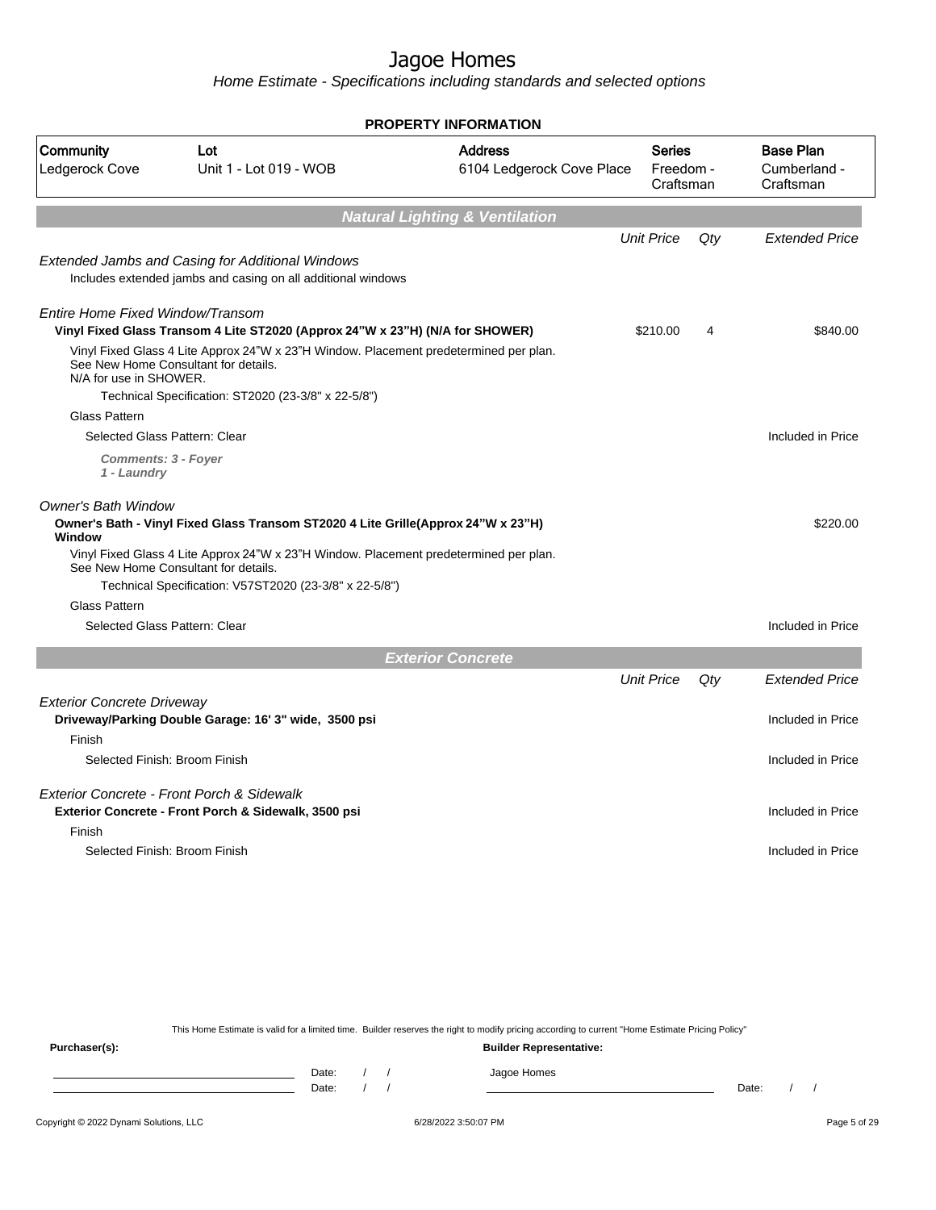# Jagoe Homes

*Home Estimate - Specifications including standards and selected options*

## PROPERTY INFORMATION

| Community | Lot | Address | Series | Base Plan |
|---|---|---|---|---|
| Ledgerock Cove | Unit 1 - Lot 019 - WOB | 6104 Ledgerock Cove Place | Freedom - Craftsman | Cumberland - Craftsman |

## Natural Lighting & Ventilation

| | Unit Price | Qty | Extended Price |
|---|---|---|---|
| *Extended Jambs and Casing for Additional Windows* | | | |
| Includes extended jambs and casing on all additional windows | | | |
| *Entire Home Fixed Window/Transom* | | | |
| **Vinyl Fixed Glass Transom 4 Lite ST2020 (Approx 24"W x 23"H) (N/A for SHOWER)** | $210.00 | 4 | $840.00 |
| Vinyl Fixed Glass 4 Lite Approx 24"W x 23"H Window. Placement predetermined per plan. See New Home Consultant for details. N/A for use in SHOWER. | | | |
| Technical Specification: ST2020 (23-3/8" x 22-5/8") | | | |
| Glass Pattern | | | |
| Selected Glass Pattern: Clear | | | Included in Price |
| ***Comments: 3 - Foyer 1 - Laundry*** | | | |
| *Owner's Bath Window* | | | |
| **Owner's Bath - Vinyl Fixed Glass Transom ST2020 4 Lite Grille(Approx 24"W x 23"H) Window** | | | $220.00 |
| Vinyl Fixed Glass 4 Lite Approx 24"W x 23"H Window. Placement predetermined per plan. See New Home Consultant for details. | | | |
| Technical Specification: V57ST2020 (23-3/8" x 22-5/8") | | | |
| Glass Pattern | | | |
| Selected Glass Pattern: Clear | | | Included in Price |

## Exterior Concrete

| | Unit Price | Qty | Extended Price |
|---|---|---|---|
| *Exterior Concrete Driveway* | | | |
| **Driveway/Parking Double Garage: 16' 3" wide, 3500 psi** | | | Included in Price |
| Finish | | | |
| Selected Finish: Broom Finish | | | Included in Price |
| *Exterior Concrete - Front Porch & Sidewalk* | | | |
| **Exterior Concrete - Front Porch & Sidewalk, 3500 psi** | | | Included in Price |
| Finish | | | |
| Selected Finish: Broom Finish | | | Included in Price |

This Home Estimate is valid for a limited time. Builder reserves the right to modify pricing according to current "Home Estimate Pricing Policy"

**Purchaser(s):** Date: / / Date: / /

**Builder Representative:** Jagoe Homes Date: / /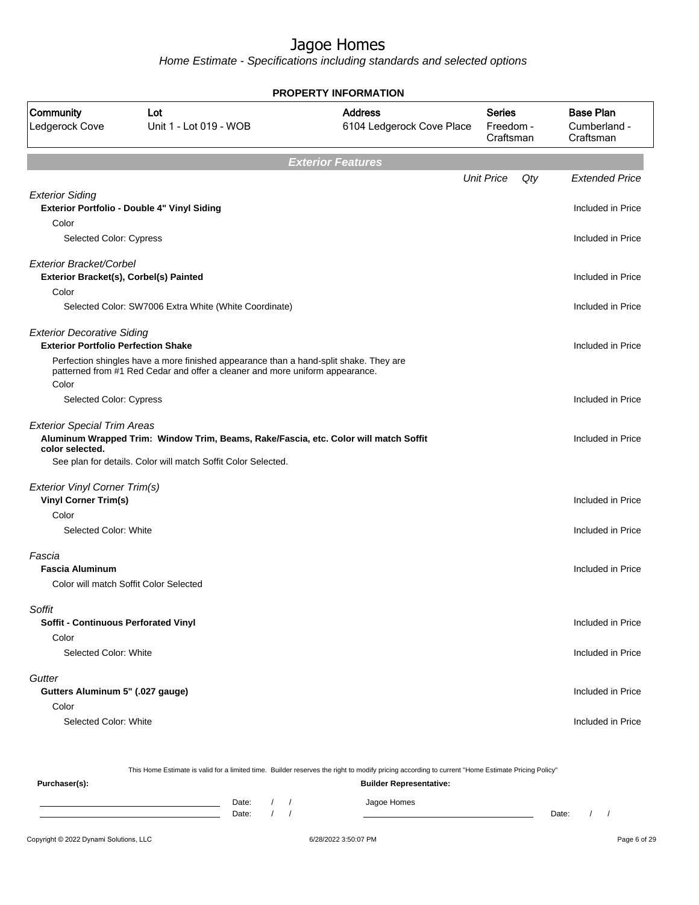# Jagoe Homes

*Home Estimate - Specifications including standards and selected options*

**PROPERTY INFORMATION**

| Community | Lot | Address | Series | Base Plan |
|---|---|---|---|---|
| Ledgerock Cove | Unit 1 - Lot 019 - WOB | 6104 Ledgerock Cove Place | Freedom - Craftsman | Cumberland - Craftsman |

## *Exterior Features*

| | Unit Price | Qty | Extended Price |
|---|---|---|---|
| *Exterior Siding* | | | |
| **Exterior Portfolio - Double 4" Vinyl Siding** | | | Included in Price |
| Color | | | |
| Selected Color: Cypress | | | Included in Price |
| *Exterior Bracket/Corbel* | | | |
| **Exterior Bracket(s), Corbel(s) Painted** | | | Included in Price |
| Color | | | |
| Selected Color: SW7006 Extra White (White Coordinate) | | | Included in Price |
| *Exterior Decorative Siding* | | | |
| **Exterior Portfolio Perfection Shake** | | | Included in Price |
| Perfection shingles have a more finished appearance than a hand-split shake. They are patterned from #1 Red Cedar and offer a cleaner and more uniform appearance. | | | |
| Color | | | |
| Selected Color: Cypress | | | Included in Price |
| *Exterior Special Trim Areas* | | | |
| **Aluminum Wrapped Trim: Window Trim, Beams, Rake/Fascia, etc. Color will match Soffit color selected.** | | | Included in Price |
| See plan for details. Color will match Soffit Color Selected. | | | |
| *Exterior Vinyl Corner Trim(s)* | | | |
| **Vinyl Corner Trim(s)** | | | Included in Price |
| Color | | | |
| Selected Color: White | | | Included in Price |
| *Fascia* | | | |
| **Fascia Aluminum** | | | Included in Price |
| Color will match Soffit Color Selected | | | |
| *Soffit* | | | |
| **Soffit - Continuous Perforated Vinyl** | | | Included in Price |
| Color | | | |
| Selected Color: White | | | Included in Price |
| *Gutter* | | | |
| **Gutters Aluminum 5" (.027 gauge)** | | | Included in Price |
| Color | | | |
| Selected Color: White | | | Included in Price |

This Home Estimate is valid for a limited time. Builder reserves the right to modify pricing according to current "Home Estimate Pricing Policy"

**Purchaser(s):** Date: / / Date: / /

**Builder Representative:** Jagoe Homes Date: / /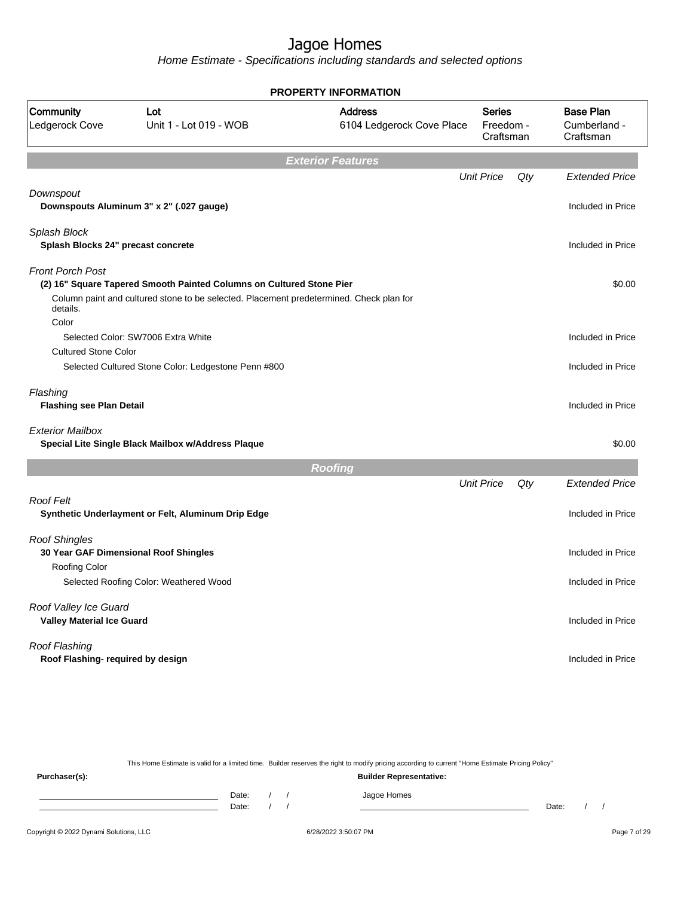# Jagoe Homes

*Home Estimate - Specifications including standards and selected options*

**PROPERTY INFORMATION**

| Community | Lot | Address | Series | Base Plan |
|---|---|---|---|---|
| Ledgerock Cove | Unit 1 - Lot 019 - WOB | 6104 Ledgerock Cove Place | Freedom - Craftsman | Cumberland - Craftsman |

## Exterior Features

| | Unit Price | Qty | Extended Price |
|---|---|---|---|
| *Downspout* | | | |
| **Downspouts Aluminum 3" x 2" (.027 gauge)** | | | Included in Price |
| *Splash Block* | | | |
| **Splash Blocks 24" precast concrete** | | | Included in Price |
| *Front Porch Post* | | | |
| **(2) 16" Square Tapered Smooth Painted Columns on Cultured Stone Pier** | | | $0.00 |
| Column paint and cultured stone to be selected. Placement predetermined. Check plan for details. | | | |
| Color | | | |
| Selected Color: SW7006 Extra White | | | Included in Price |
| Cultured Stone Color | | | |
| Selected Cultured Stone Color: Ledgestone Penn #800 | | | Included in Price |
| *Flashing* | | | |
| **Flashing see Plan Detail** | | | Included in Price |
| *Exterior Mailbox* | | | |
| **Special Lite Single Black Mailbox w/Address Plaque** | | | $0.00 |

## Roofing

| | Unit Price | Qty | Extended Price |
|---|---|---|---|
| *Roof Felt* | | | |
| **Synthetic Underlayment or Felt, Aluminum Drip Edge** | | | Included in Price |
| *Roof Shingles* | | | |
| **30 Year GAF Dimensional Roof Shingles** | | | Included in Price |
| Roofing Color | | | |
| Selected Roofing Color: Weathered Wood | | | Included in Price |
| *Roof Valley Ice Guard* | | | |
| **Valley Material Ice Guard** | | | Included in Price |
| *Roof Flashing* | | | |
| **Roof Flashing- required by design** | | | Included in Price |

This Home Estimate is valid for a limited time. Builder reserves the right to modify pricing according to current "Home Estimate Pricing Policy"

**Purchaser(s):** \_\_\_\_\_\_\_\_\_\_\_\_\_\_\_\_ Date: / / 
\_\_\_\_\_\_\_\_\_\_\_\_\_\_\_\_ Date: / /

**Builder Representative:** Jagoe Homes \_\_\_\_\_\_\_\_\_\_\_\_\_\_\_\_ Date: / /

Copyright © 2022 Dynami Solutions, LLC — 6/28/2022 3:50:07 PM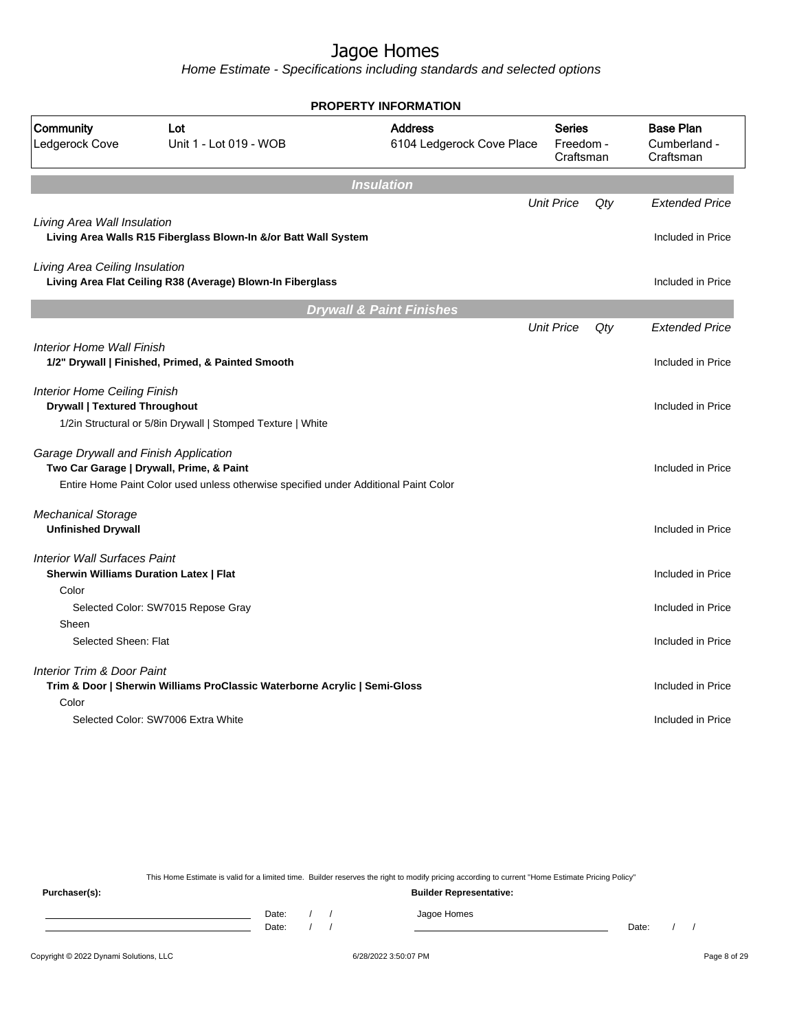# Jagoe Homes

*Home Estimate - Specifications including standards and selected options*

**PROPERTY INFORMATION**

| Community | Lot | Address | Series | Base Plan |
|---|---|---|---|---|
| Ledgerock Cove | Unit 1 - Lot 019 - WOB | 6104 Ledgerock Cove Place | Freedom - Craftsman | Cumberland - Craftsman |

## Insulation

| | Unit Price | Qty | Extended Price |
|---|---|---|---|
| *Living Area Wall Insulation* | | | |
| **Living Area Walls R15 Fiberglass Blown-In &/or Batt Wall System** | | | Included in Price |
| *Living Area Ceiling Insulation* | | | |
| **Living Area Flat Ceiling R38 (Average) Blown-In Fiberglass** | | | Included in Price |

## Drywall & Paint Finishes

| | Unit Price | Qty | Extended Price |
|---|---|---|---|
| *Interior Home Wall Finish* | | | |
| **1/2" Drywall \| Finished, Primed, & Painted Smooth** | | | Included in Price |
| *Interior Home Ceiling Finish* | | | |
| **Drywall \| Textured Throughout** | | | Included in Price |
| 1/2in Structural or 5/8in Drywall \| Stomped Texture \| White | | | |
| *Garage Drywall and Finish Application* | | | |
| **Two Car Garage \| Drywall, Prime, & Paint** | | | Included in Price |
| Entire Home Paint Color used unless otherwise specified under Additional Paint Color | | | |
| *Mechanical Storage* | | | |
| **Unfinished Drywall** | | | Included in Price |
| *Interior Wall Surfaces Paint* | | | |
| **Sherwin Williams Duration Latex \| Flat** | | | Included in Price |
| Color | | | |
| Selected Color: SW7015 Repose Gray | | | Included in Price |
| Sheen | | | |
| Selected Sheen: Flat | | | Included in Price |
| *Interior Trim & Door Paint* | | | |
| **Trim & Door \| Sherwin Williams ProClassic Waterborne Acrylic \| Semi-Gloss** | | | Included in Price |
| Color | | | |
| Selected Color: SW7006 Extra White | | | Included in Price |

This Home Estimate is valid for a limited time. Builder reserves the right to modify pricing according to current "Home Estimate Pricing Policy"

**Purchaser(s):** Date: / / Date: / /

**Builder Representative:** Jagoe Homes Date: / /

Copyright © 2022 Dynami Solutions, LLC 6/28/2022 3:50:07 PM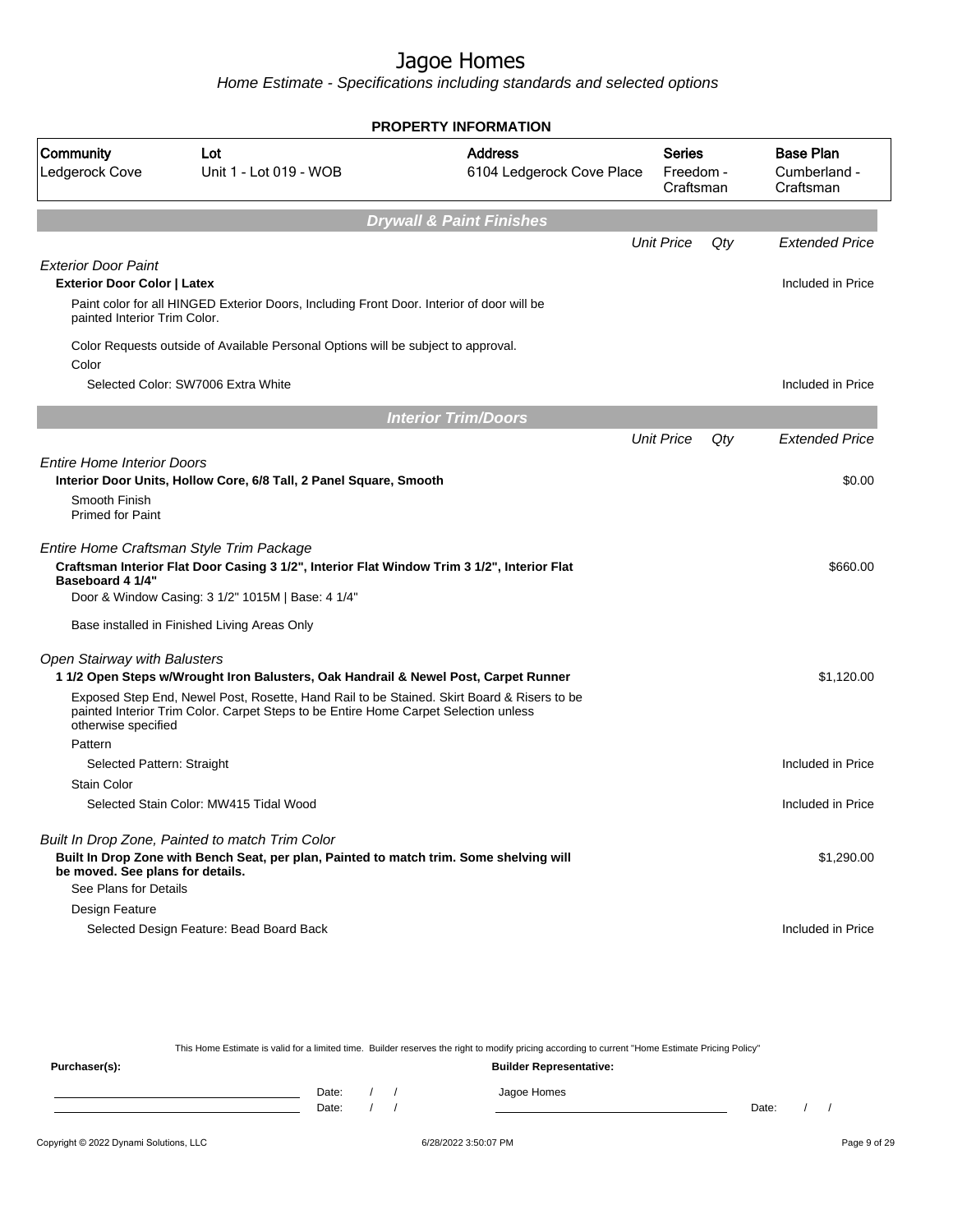# Jagoe Homes

*Home Estimate - Specifications including standards and selected options*

## PROPERTY INFORMATION

| Community | Lot | Address | Series | Base Plan |
|---|---|---|---|---|
| Ledgerock Cove | Unit 1 - Lot 019 - WOB | 6104 Ledgerock Cove Place | Freedom - Craftsman | Cumberland - Craftsman |

## Drywall & Paint Finishes

| | Unit Price | Qty | Extended Price |
|---|---|---|---|
| *Exterior Door Paint* | | | |
| **Exterior Door Color \| Latex** | | | Included in Price |
| Paint color for all HINGED Exterior Doors, Including Front Door. Interior of door will be painted Interior Trim Color. | | | |
| Color Requests outside of Available Personal Options will be subject to approval. | | | |
| Color | | | |
| Selected Color: SW7006 Extra White | | | Included in Price |

## Interior Trim/Doors

| | Unit Price | Qty | Extended Price |
|---|---|---|---|
| *Entire Home Interior Doors* | | | |
| **Interior Door Units, Hollow Core, 6/8 Tall, 2 Panel Square, Smooth** | | | $0.00 |
| Smooth Finish<br>Primed for Paint | | | |
| *Entire Home Craftsman Style Trim Package* | | | |
| **Craftsman Interior Flat Door Casing 3 1/2", Interior Flat Window Trim 3 1/2", Interior Flat Baseboard 4 1/4"** | | | $660.00 |
| Door & Window Casing: 3 1/2" 1015M \| Base: 4 1/4" | | | |
| Base installed in Finished Living Areas Only | | | |
| *Open Stairway with Balusters* | | | |
| **1 1/2 Open Steps w/Wrought Iron Balusters, Oak Handrail & Newel Post, Carpet Runner** | | | $1,120.00 |
| Exposed Step End, Newel Post, Rosette, Hand Rail to be Stained. Skirt Board & Risers to be painted Interior Trim Color. Carpet Steps to be Entire Home Carpet Selection unless otherwise specified | | | |
| Pattern | | | |
| Selected Pattern: Straight | | | Included in Price |
| Stain Color | | | |
| Selected Stain Color: MW415 Tidal Wood | | | Included in Price |
| *Built In Drop Zone, Painted to match Trim Color* | | | |
| **Built In Drop Zone with Bench Seat, per plan, Painted to match trim. Some shelving will be moved. See plans for details.** | | | $1,290.00 |
| See Plans for Details | | | |
| Design Feature | | | |
| Selected Design Feature: Bead Board Back | | | Included in Price |

This Home Estimate is valid for a limited time. Builder reserves the right to modify pricing according to current "Home Estimate Pricing Policy"

**Purchaser(s):** **Builder Representative:**

Date: / / Jagoe Homes

Date: / / Date: / /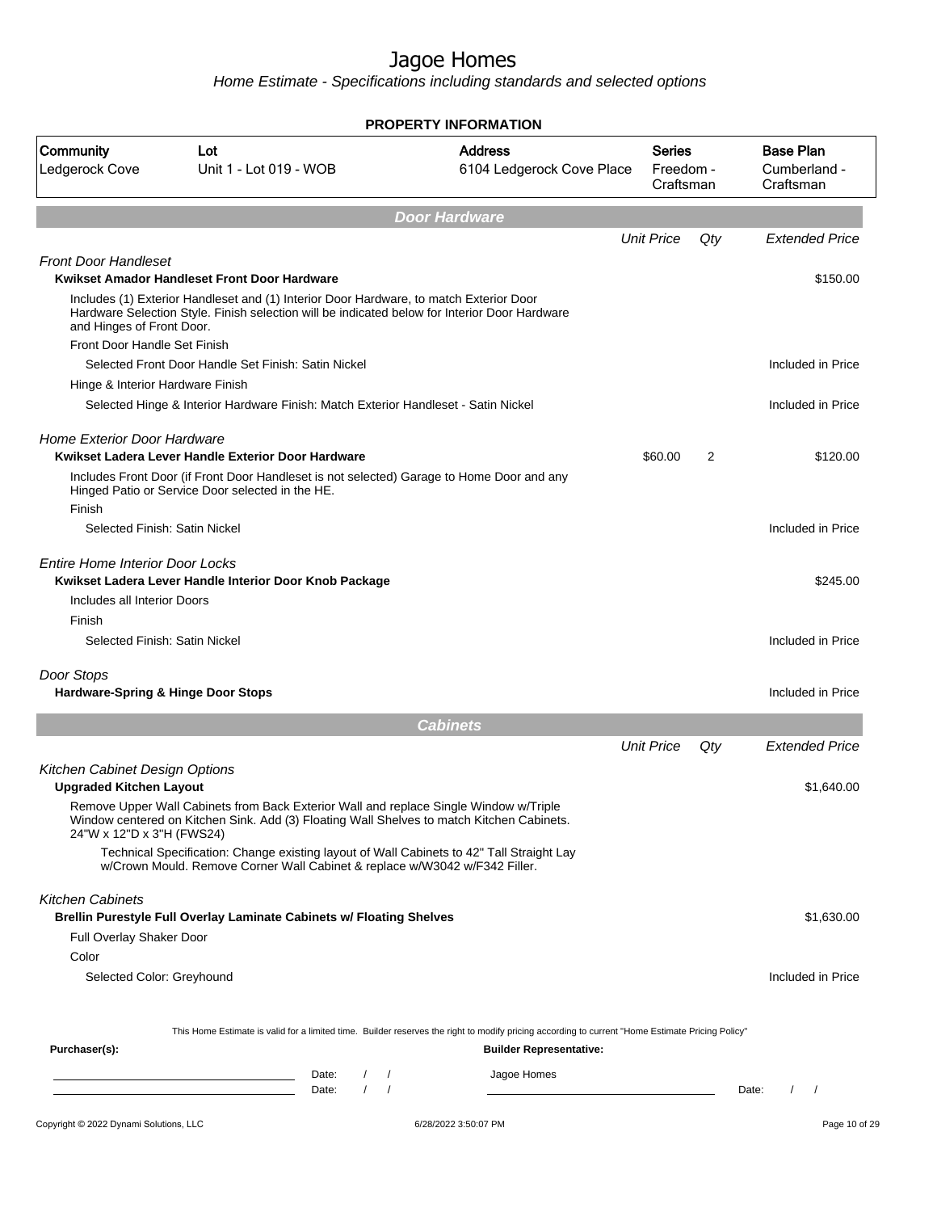# Jagoe Homes

*Home Estimate - Specifications including standards and selected options*

**PROPERTY INFORMATION**

| Community | Lot | Address | Series | Base Plan |
|---|---|---|---|---|
| Ledgerock Cove | Unit 1 - Lot 019 - WOB | 6104 Ledgerock Cove Place | Freedom - Craftsman | Cumberland - Craftsman |

## Door Hardware

| | Unit Price | Qty | Extended Price |
|---|---|---|---|
| *Front Door Handleset* | | | |
| **Kwikset Amador Handleset Front Door Hardware** | | | $150.00 |
| Includes (1) Exterior Handleset and (1) Interior Door Hardware, to match Exterior Door Hardware Selection Style. Finish selection will be indicated below for Interior Door Hardware and Hinges of Front Door. | | | |
| Front Door Handle Set Finish | | | |
| Selected Front Door Handle Set Finish: Satin Nickel | | | Included in Price |
| Hinge & Interior Hardware Finish | | | |
| Selected Hinge & Interior Hardware Finish: Match Exterior Handleset - Satin Nickel | | | Included in Price |
| *Home Exterior Door Hardware* | | | |
| **Kwikset Ladera Lever Handle Exterior Door Hardware** | $60.00 | 2 | $120.00 |
| Includes Front Door (if Front Door Handleset is not selected) Garage to Home Door and any Hinged Patio or Service Door selected in the HE. | | | |
| Finish | | | |
| Selected Finish: Satin Nickel | | | Included in Price |
| *Entire Home Interior Door Locks* | | | |
| **Kwikset Ladera Lever Handle Interior Door Knob Package** | | | $245.00 |
| Includes all Interior Doors | | | |
| Finish | | | |
| Selected Finish: Satin Nickel | | | Included in Price |
| *Door Stops* | | | |
| **Hardware-Spring & Hinge Door Stops** | | | Included in Price |

## Cabinets

| | Unit Price | Qty | Extended Price |
|---|---|---|---|
| *Kitchen Cabinet Design Options* | | | |
| **Upgraded Kitchen Layout** | | | $1,640.00 |
| Remove Upper Wall Cabinets from Back Exterior Wall and replace Single Window w/Triple Window centered on Kitchen Sink. Add (3) Floating Wall Shelves to match Kitchen Cabinets. 24"W x 12"D x 3"H (FWS24) | | | |
| Technical Specification: Change existing layout of Wall Cabinets to 42" Tall Straight Lay w/Crown Mould. Remove Corner Wall Cabinet & replace w/W3042 w/F342 Filler. | | | |
| *Kitchen Cabinets* | | | |
| **Brellin Purestyle Full Overlay Laminate Cabinets w/ Floating Shelves** | | | $1,630.00 |
| Full Overlay Shaker Door | | | |
| Color | | | |
| Selected Color: Greyhound | | | Included in Price |

This Home Estimate is valid for a limited time. Builder reserves the right to modify pricing according to current "Home Estimate Pricing Policy"

**Purchaser(s):** &emsp; Date: / / &emsp; Date: / /

**Builder Representative:** Jagoe Homes &emsp; Date: / /

Copyright © 2022 Dynami Solutions, LLC &emsp; 6/28/2022 3:50:07 PM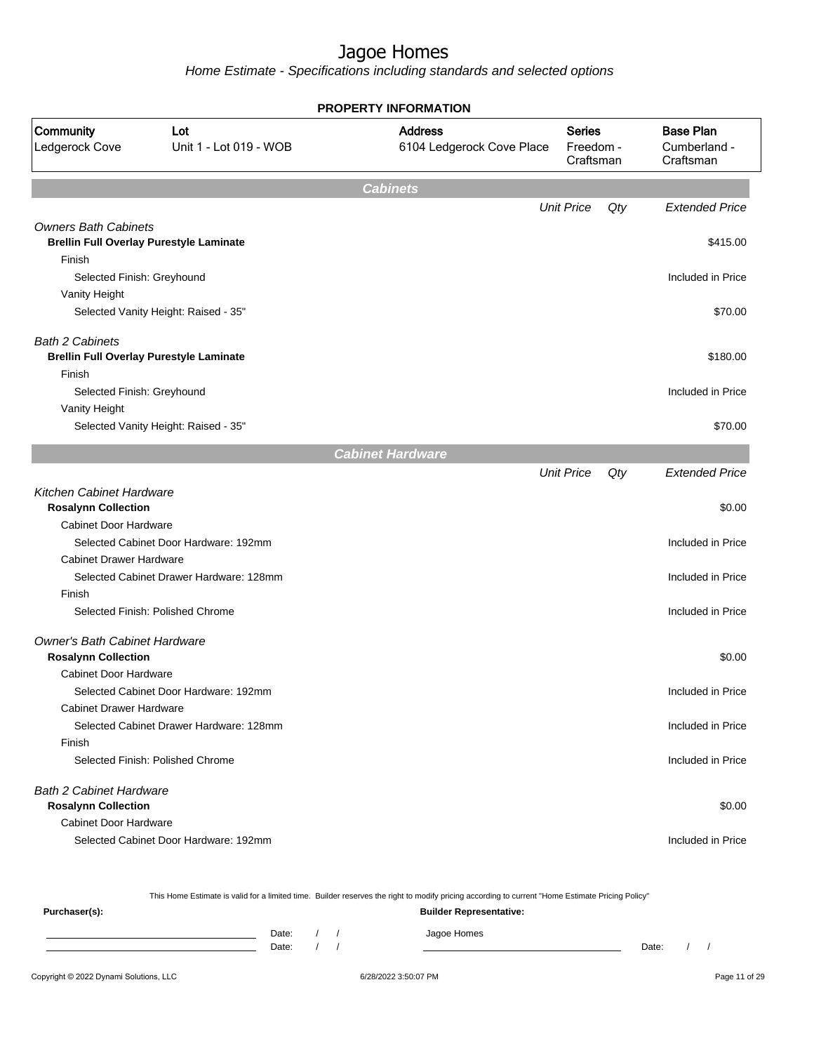# Jagoe Homes

*Home Estimate - Specifications including standards and selected options*

**PROPERTY INFORMATION**

| Community | Lot | Address | Series | Base Plan |
|---|---|---|---|---|
| Ledgerock Cove | Unit 1 - Lot 019 - WOB | 6104 Ledgerock Cove Place | Freedom - Craftsman | Cumberland - Craftsman |

## Cabinets

| | Unit Price | Qty | Extended Price |
|---|---|---|---|
| *Owners Bath Cabinets* | | | |
| **Brellin Full Overlay Purestyle Laminate** | | | $415.00 |
| Finish | | | |
| Selected Finish: Greyhound | | | Included in Price |
| Vanity Height | | | |
| Selected Vanity Height: Raised - 35" | | | $70.00 |
| *Bath 2 Cabinets* | | | |
| **Brellin Full Overlay Purestyle Laminate** | | | $180.00 |
| Finish | | | |
| Selected Finish: Greyhound | | | Included in Price |
| Vanity Height | | | |
| Selected Vanity Height: Raised - 35" | | | $70.00 |

## Cabinet Hardware

| | Unit Price | Qty | Extended Price |
|---|---|---|---|
| *Kitchen Cabinet Hardware* | | | |
| **Rosalynn Collection** | | | $0.00 |
| Cabinet Door Hardware | | | |
| Selected Cabinet Door Hardware: 192mm | | | Included in Price |
| Cabinet Drawer Hardware | | | |
| Selected Cabinet Drawer Hardware: 128mm | | | Included in Price |
| Finish | | | |
| Selected Finish: Polished Chrome | | | Included in Price |
| *Owner's Bath Cabinet Hardware* | | | |
| **Rosalynn Collection** | | | $0.00 |
| Cabinet Door Hardware | | | |
| Selected Cabinet Door Hardware: 192mm | | | Included in Price |
| Cabinet Drawer Hardware | | | |
| Selected Cabinet Drawer Hardware: 128mm | | | Included in Price |
| Finish | | | |
| Selected Finish: Polished Chrome | | | Included in Price |
| *Bath 2 Cabinet Hardware* | | | |
| **Rosalynn Collection** | | | $0.00 |
| Cabinet Door Hardware | | | |
| Selected Cabinet Door Hardware: 192mm | | | Included in Price |

This Home Estimate is valid for a limited time. Builder reserves the right to modify pricing according to current "Home Estimate Pricing Policy"

**Purchaser(s):**

Date: / /

Date: / /

**Builder Representative:**

Jagoe Homes

Date: / /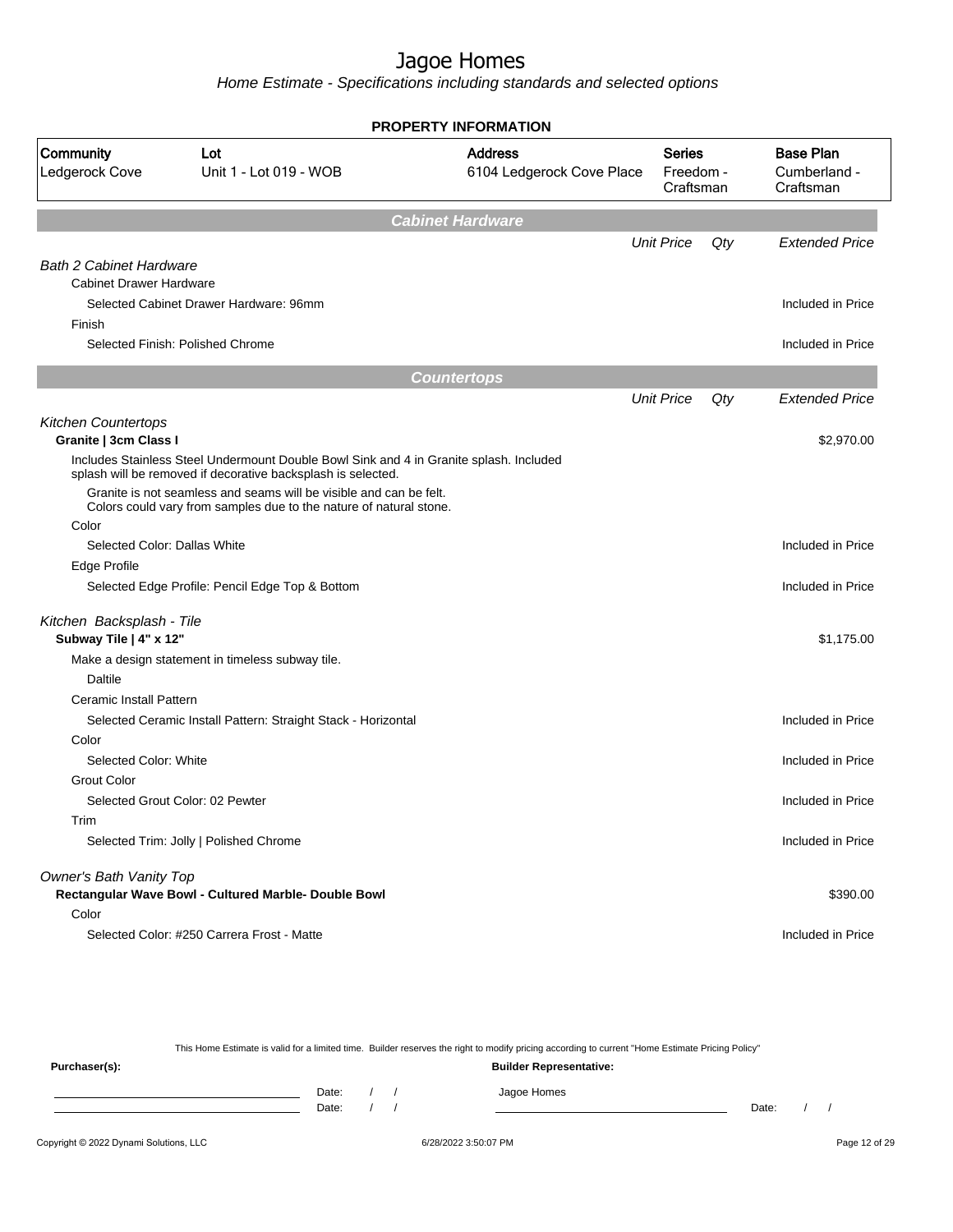# Jagoe Homes

*Home Estimate - Specifications including standards and selected options*

## PROPERTY INFORMATION

| Community | Lot | Address | Series | Base Plan |
|---|---|---|---|---|
| Ledgerock Cove | Unit 1 - Lot 019 - WOB | 6104 Ledgerock Cove Place | Freedom - Craftsman | Cumberland - Craftsman |

## Cabinet Hardware

| | Unit Price | Qty | Extended Price |
|---|---|---|---|
| *Bath 2 Cabinet Hardware* | | | |
| Cabinet Drawer Hardware | | | |
| Selected Cabinet Drawer Hardware: 96mm | | | Included in Price |
| Finish | | | |
| Selected Finish: Polished Chrome | | | Included in Price |

## Countertops

| | Unit Price | Qty | Extended Price |
|---|---|---|---|
| *Kitchen Countertops* | | | |
| **Granite \| 3cm Class I** | | | $2,970.00 |
| Includes Stainless Steel Undermount Double Bowl Sink and 4 in Granite splash. Included splash will be removed if decorative backsplash is selected. | | | |
| Granite is not seamless and seams will be visible and can be felt. Colors could vary from samples due to the nature of natural stone. | | | |
| Color | | | |
| Selected Color: Dallas White | | | Included in Price |
| Edge Profile | | | |
| Selected Edge Profile: Pencil Edge Top & Bottom | | | Included in Price |
| *Kitchen Backsplash - Tile* | | | |
| **Subway Tile \| 4" x 12"** | | | $1,175.00 |
| Make a design statement in timeless subway tile. | | | |
| Daltile | | | |
| Ceramic Install Pattern | | | |
| Selected Ceramic Install Pattern: Straight Stack - Horizontal | | | Included in Price |
| Color | | | |
| Selected Color: White | | | Included in Price |
| Grout Color | | | |
| Selected Grout Color: 02 Pewter | | | Included in Price |
| Trim | | | |
| Selected Trim: Jolly \| Polished Chrome | | | Included in Price |
| *Owner's Bath Vanity Top* | | | |
| **Rectangular Wave Bowl - Cultured Marble- Double Bowl** | | | $390.00 |
| Color | | | |
| Selected Color: #250 Carrera Frost - Matte | | | Included in Price |

This Home Estimate is valid for a limited time. Builder reserves the right to modify pricing according to current "Home Estimate Pricing Policy"

**Purchaser(s):** **Builder Representative:**

Date: / / Jagoe Homes
Date: / / Date: / /

Copyright © 2022 Dynami Solutions, LLC 6/28/2022 3:50:07 PM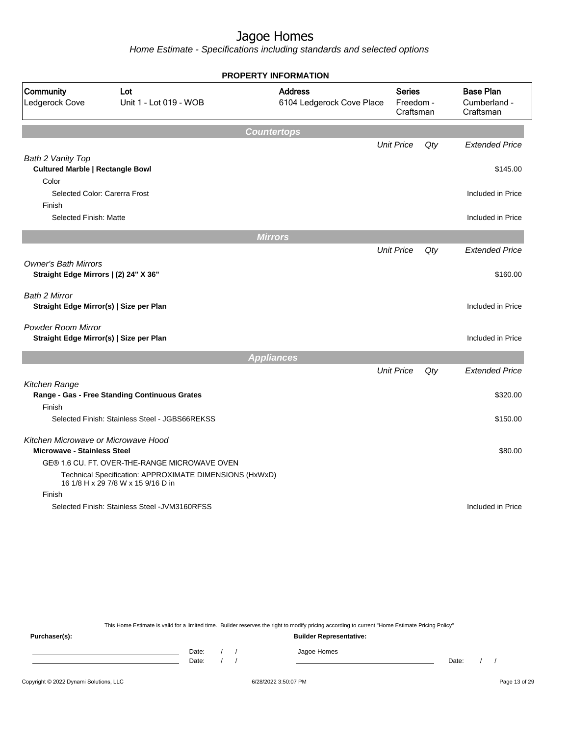# Jagoe Homes

*Home Estimate - Specifications including standards and selected options*

**PROPERTY INFORMATION**

| Community | Lot | Address | Series | Base Plan |
|---|---|---|---|---|
| Ledgerock Cove | Unit 1 - Lot 019 - WOB | 6104 Ledgerock Cove Place | Freedom - Craftsman | Cumberland - Craftsman |

## Countertops

| | Unit Price | Qty | Extended Price |
|---|---|---|---|
| *Bath 2 Vanity Top* | | | |
| **Cultured Marble \| Rectangle Bowl** | | | $145.00 |
| Color | | | |
| Selected Color: Carerra Frost | | | Included in Price |
| Finish | | | |
| Selected Finish: Matte | | | Included in Price |

## Mirrors

| | Unit Price | Qty | Extended Price |
|---|---|---|---|
| *Owner's Bath Mirrors* | | | |
| **Straight Edge Mirrors \| (2) 24" X 36"** | | | $160.00 |
| *Bath 2 Mirror* | | | |
| **Straight Edge Mirror(s) \| Size per Plan** | | | Included in Price |
| *Powder Room Mirror* | | | |
| **Straight Edge Mirror(s) \| Size per Plan** | | | Included in Price |

## Appliances

| | Unit Price | Qty | Extended Price |
|---|---|---|---|
| *Kitchen Range* | | | |
| **Range - Gas - Free Standing Continuous Grates** | | | $320.00 |
| Finish | | | |
| Selected Finish: Stainless Steel - JGBS66REKSS | | | $150.00 |
| *Kitchen Microwave or Microwave Hood* | | | |
| **Microwave - Stainless Steel** | | | $80.00 |
| GE® 1.6 CU. FT. OVER-THE-RANGE MICROWAVE OVEN | | | |
| Technical Specification: APPROXIMATE DIMENSIONS (HxWxD) 16 1/8 H x 29 7/8 W x 15 9/16 D in | | | |
| Finish | | | |
| Selected Finish: Stainless Steel -JVM3160RFSS | | | Included in Price |

This Home Estimate is valid for a limited time. Builder reserves the right to modify pricing according to current "Home Estimate Pricing Policy"

**Purchaser(s):** Date: / / Date: / /

**Builder Representative:** Jagoe Homes Date: / /

Copyright © 2022 Dynami Solutions, LLC 6/28/2022 3:50:07 PM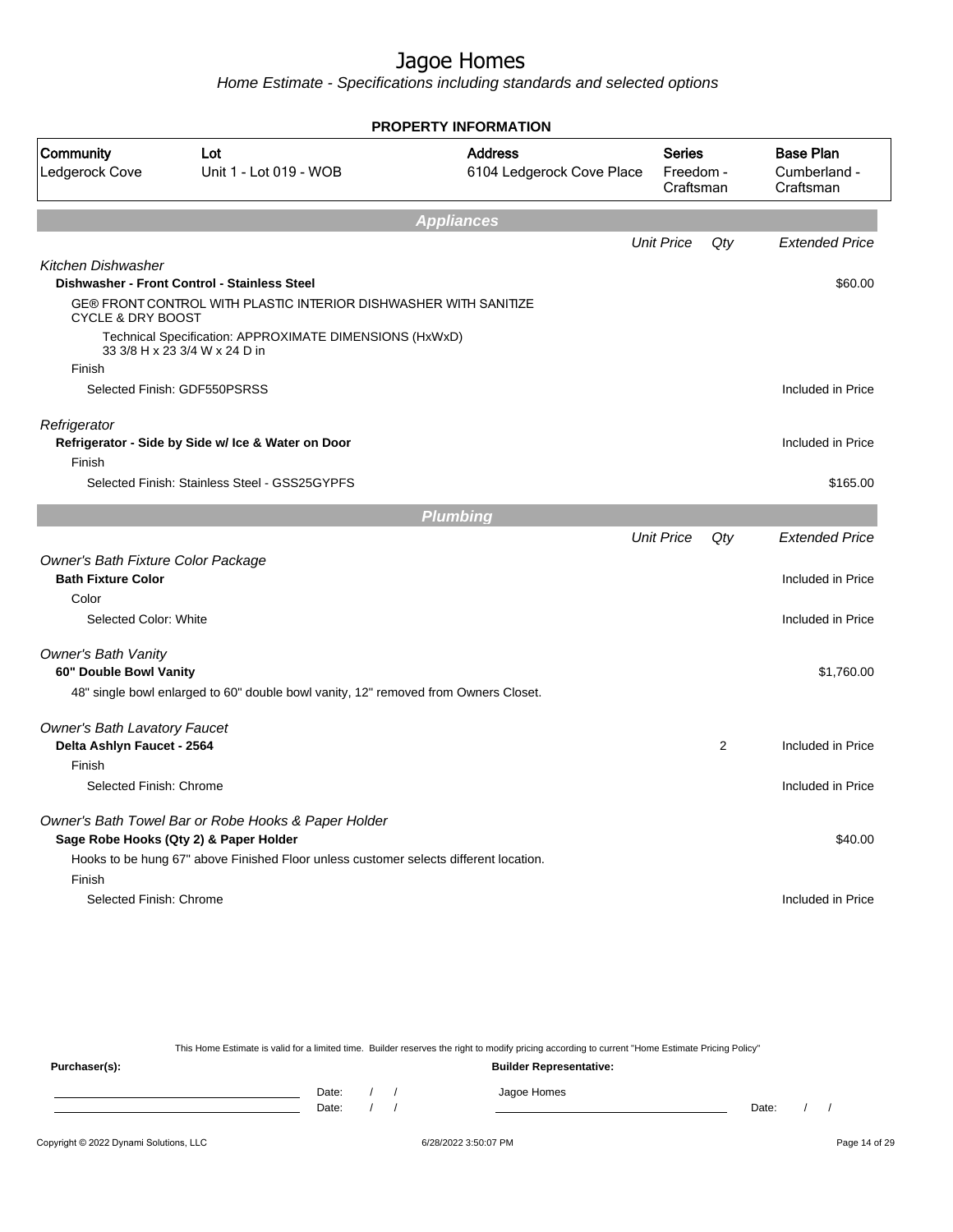# Jagoe Homes

*Home Estimate - Specifications including standards and selected options*

## PROPERTY INFORMATION

| Community | Lot | Address | Series | Base Plan |
|---|---|---|---|---|
| Ledgerock Cove | Unit 1 - Lot 019 - WOB | 6104 Ledgerock Cove Place | Freedom - Craftsman | Cumberland - Craftsman |

## Appliances

| | Unit Price | Qty | Extended Price |
|---|---|---|---|
| *Kitchen Dishwasher* | | | |
| **Dishwasher - Front Control - Stainless Steel** | | | $60.00 |
| GE® FRONT CONTROL WITH PLASTIC INTERIOR DISHWASHER WITH SANITIZE CYCLE & DRY BOOST | | | |
| Technical Specification: APPROXIMATE DIMENSIONS (HxWxD) 33 3/8 H x 23 3/4 W x 24 D in | | | |
| Finish | | | |
| Selected Finish: GDF550PSRSS | | | Included in Price |
| *Refrigerator* | | | |
| **Refrigerator - Side by Side w/ Ice & Water on Door** | | | Included in Price |
| Finish | | | |
| Selected Finish: Stainless Steel - GSS25GYPFS | | | $165.00 |

## Plumbing

| | Unit Price | Qty | Extended Price |
|---|---|---|---|
| *Owner's Bath Fixture Color Package* | | | |
| **Bath Fixture Color** | | | Included in Price |
| Color | | | |
| Selected Color: White | | | Included in Price |
| *Owner's Bath Vanity* | | | |
| **60" Double Bowl Vanity** | | | $1,760.00 |
| 48" single bowl enlarged to 60" double bowl vanity, 12" removed from Owners Closet. | | | |
| *Owner's Bath Lavatory Faucet* | | | |
| **Delta Ashlyn Faucet - 2564** | | 2 | Included in Price |
| Finish | | | |
| Selected Finish: Chrome | | | Included in Price |
| *Owner's Bath Towel Bar or Robe Hooks & Paper Holder* | | | |
| **Sage Robe Hooks (Qty 2) & Paper Holder** | | | $40.00 |
| Hooks to be hung 67" above Finished Floor unless customer selects different location. | | | |
| Finish | | | |
| Selected Finish: Chrome | | | Included in Price |

This Home Estimate is valid for a limited time. Builder reserves the right to modify pricing according to current "Home Estimate Pricing Policy"

**Purchaser(s):**

Date: / /

Date: / /

**Builder Representative:**

Jagoe Homes

Date: / /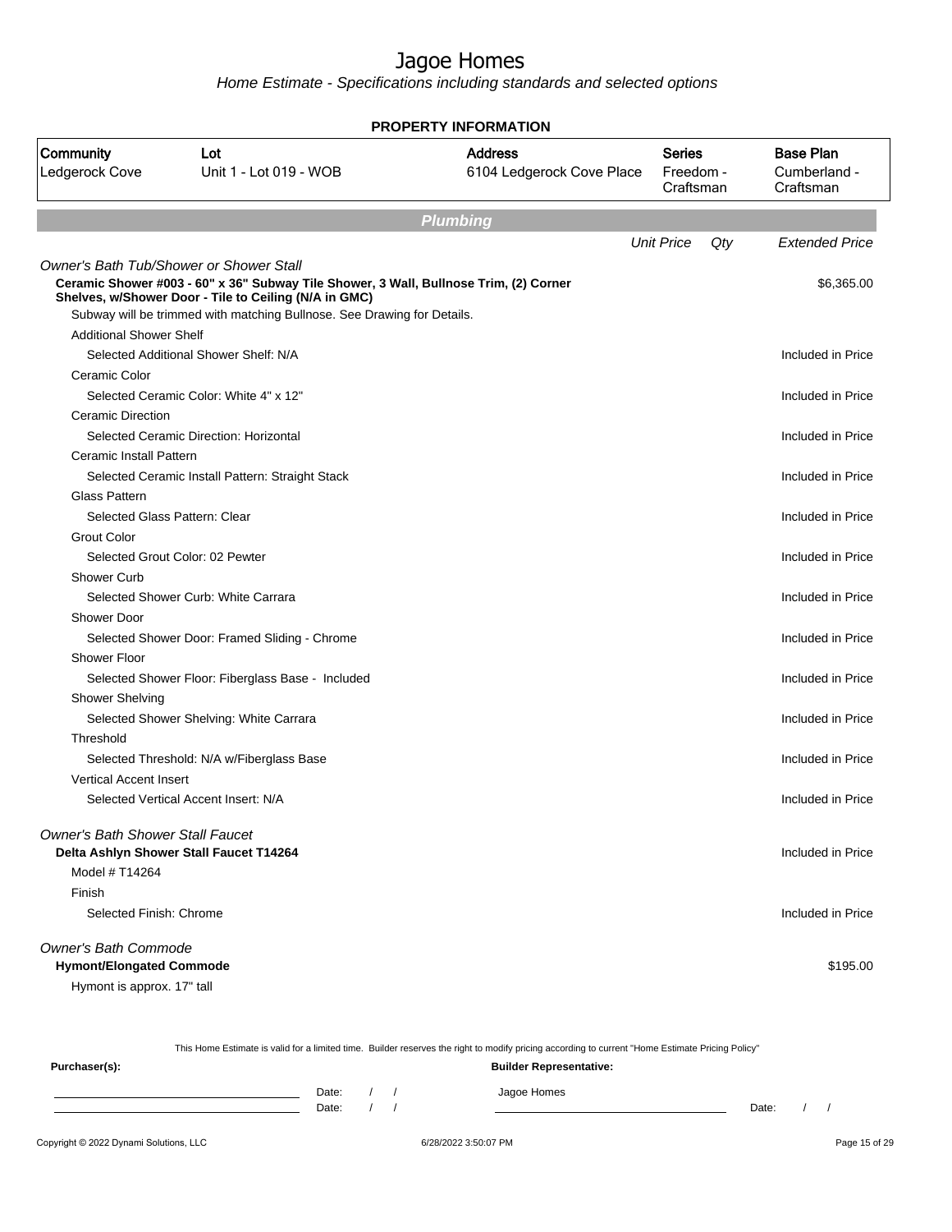# Jagoe Homes

*Home Estimate - Specifications including standards and selected options*

**PROPERTY INFORMATION**

| Community | Lot | Address | Series | Base Plan |
|---|---|---|---|---|
| Ledgerock Cove | Unit 1 - Lot 019 - WOB | 6104 Ledgerock Cove Place | Freedom - Craftsman | Cumberland - Craftsman |

## Plumbing

| | Unit Price | Qty | Extended Price |
|---|---|---|---|
| *Owner's Bath Tub/Shower or Shower Stall* | | | |
| **Ceramic Shower #003 - 60" x 36" Subway Tile Shower, 3 Wall, Bullnose Trim, (2) Corner Shelves, w/Shower Door - Tile to Ceiling (N/A in GMC)** | | | $6,365.00 |
| Subway will be trimmed with matching Bullnose. See Drawing for Details. | | | |
| Additional Shower Shelf | | | |
| Selected Additional Shower Shelf: N/A | | | Included in Price |
| Ceramic Color | | | |
| Selected Ceramic Color: White 4" x 12" | | | Included in Price |
| Ceramic Direction | | | |
| Selected Ceramic Direction: Horizontal | | | Included in Price |
| Ceramic Install Pattern | | | |
| Selected Ceramic Install Pattern: Straight Stack | | | Included in Price |
| Glass Pattern | | | |
| Selected Glass Pattern: Clear | | | Included in Price |
| Grout Color | | | |
| Selected Grout Color: 02 Pewter | | | Included in Price |
| Shower Curb | | | |
| Selected Shower Curb: White Carrara | | | Included in Price |
| Shower Door | | | |
| Selected Shower Door: Framed Sliding - Chrome | | | Included in Price |
| Shower Floor | | | |
| Selected Shower Floor: Fiberglass Base - Included | | | Included in Price |
| Shower Shelving | | | |
| Selected Shower Shelving: White Carrara | | | Included in Price |
| Threshold | | | |
| Selected Threshold: N/A w/Fiberglass Base | | | Included in Price |
| Vertical Accent Insert | | | |
| Selected Vertical Accent Insert: N/A | | | Included in Price |
| *Owner's Bath Shower Stall Faucet* | | | |
| **Delta Ashlyn Shower Stall Faucet T14264** | | | Included in Price |
| Model # T14264 | | | |
| Finish | | | |
| Selected Finish: Chrome | | | Included in Price |
| *Owner's Bath Commode* | | | |
| **Hymont/Elongated Commode** | | | $195.00 |
| Hymont is approx. 17" tall | | | |

This Home Estimate is valid for a limited time. Builder reserves the right to modify pricing according to current "Home Estimate Pricing Policy"

**Purchaser(s):** Date: / / Date: / /

**Builder Representative:** Jagoe Homes Date: / /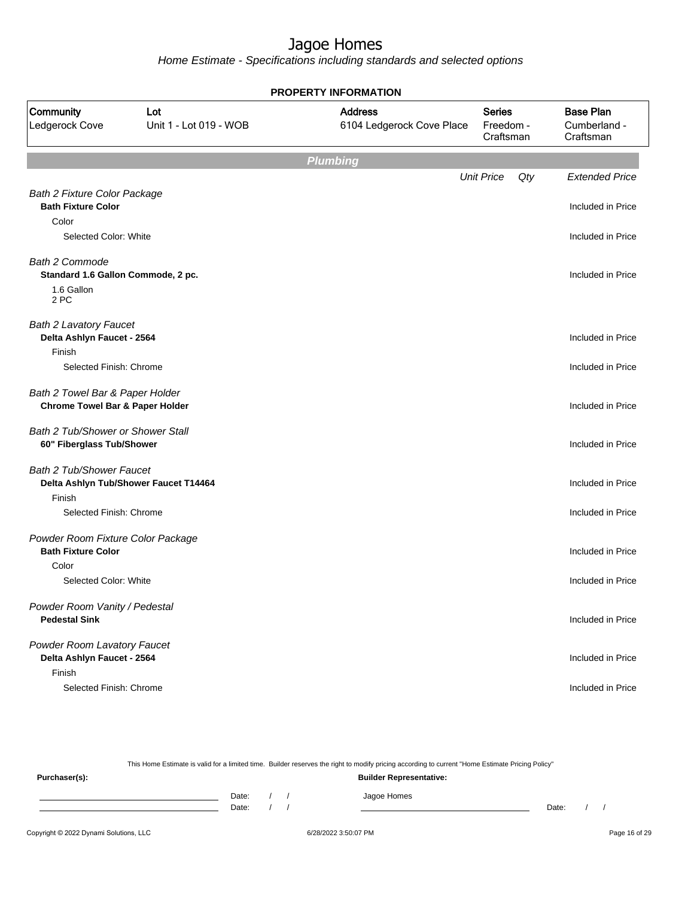# Jagoe Homes

*Home Estimate - Specifications including standards and selected options*

**PROPERTY INFORMATION**

| Community | Lot | Address | Series | Base Plan |
|---|---|---|---|---|
| Ledgerock Cove | Unit 1 - Lot 019 - WOB | 6104 Ledgerock Cove Place | Freedom - Craftsman | Cumberland - Craftsman |

## Plumbing

| | Unit Price | Qty | Extended Price |
|---|---|---|---|
| *Bath 2 Fixture Color Package* | | | |
| **Bath Fixture Color** | | | Included in Price |
| Color | | | |
| Selected Color: White | | | Included in Price |
| *Bath 2 Commode* | | | |
| **Standard 1.6 Gallon Commode, 2 pc.** | | | Included in Price |
| 1.6 Gallon<br>2 PC | | | |
| *Bath 2 Lavatory Faucet* | | | |
| **Delta Ashlyn Faucet - 2564** | | | Included in Price |
| Finish | | | |
| Selected Finish: Chrome | | | Included in Price |
| *Bath 2 Towel Bar & Paper Holder* | | | |
| **Chrome Towel Bar & Paper Holder** | | | Included in Price |
| *Bath 2 Tub/Shower or Shower Stall* | | | |
| **60" Fiberglass Tub/Shower** | | | Included in Price |
| *Bath 2 Tub/Shower Faucet* | | | |
| **Delta Ashlyn Tub/Shower Faucet T14464** | | | Included in Price |
| Finish | | | |
| Selected Finish: Chrome | | | Included in Price |
| *Powder Room Fixture Color Package* | | | |
| **Bath Fixture Color** | | | Included in Price |
| Color | | | |
| Selected Color: White | | | Included in Price |
| *Powder Room Vanity / Pedestal* | | | |
| **Pedestal Sink** | | | Included in Price |
| *Powder Room Lavatory Faucet* | | | |
| **Delta Ashlyn Faucet - 2564** | | | Included in Price |
| Finish | | | |
| Selected Finish: Chrome | | | Included in Price |

This Home Estimate is valid for a limited time. Builder reserves the right to modify pricing according to current "Home Estimate Pricing Policy"

**Purchaser(s):** **Builder Representative:**

Date: / / Jagoe Homes
Date: / / Date: / /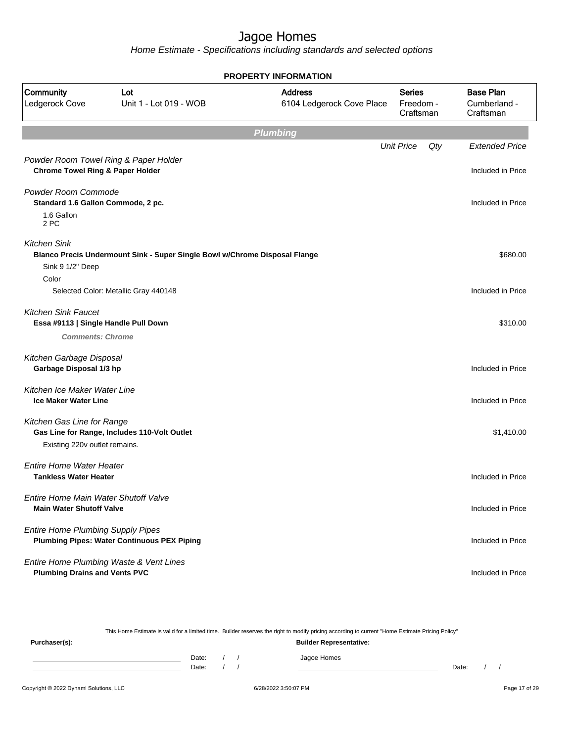# Jagoe Homes

*Home Estimate - Specifications including standards and selected options*

**PROPERTY INFORMATION**

| Community | Lot | Address | Series | Base Plan |
|---|---|---|---|---|
| Ledgerock Cove | Unit 1 - Lot 019 - WOB | 6104 Ledgerock Cove Place | Freedom - Craftsman | Cumberland - Craftsman |

## Plumbing

| | Unit Price | Qty | Extended Price |
|---|---|---|---|
| *Powder Room Towel Ring & Paper Holder* | | | |
| **Chrome Towel Ring & Paper Holder** | | | Included in Price |
| *Powder Room Commode* | | | |
| **Standard 1.6 Gallon Commode, 2 pc.** | | | Included in Price |
| 1.6 Gallon<br>2 PC | | | |
| *Kitchen Sink* | | | |
| **Blanco Precis Undermount Sink - Super Single Bowl w/Chrome Disposal Flange** | | | $680.00 |
| Sink 9 1/2" Deep | | | |
| Color | | | |
| Selected Color: Metallic Gray 440148 | | | Included in Price |
| *Kitchen Sink Faucet* | | | |
| **Essa #9113 \| Single Handle Pull Down** | | | $310.00 |
| ***Comments: Chrome*** | | | |
| *Kitchen Garbage Disposal* | | | |
| **Garbage Disposal 1/3 hp** | | | Included in Price |
| *Kitchen Ice Maker Water Line* | | | |
| **Ice Maker Water Line** | | | Included in Price |
| *Kitchen Gas Line for Range* | | | |
| **Gas Line for Range, Includes 110-Volt Outlet** | | | $1,410.00 |
| Existing 220v outlet remains. | | | |
| *Entire Home Water Heater* | | | |
| **Tankless Water Heater** | | | Included in Price |
| *Entire Home Main Water Shutoff Valve* | | | |
| **Main Water Shutoff Valve** | | | Included in Price |
| *Entire Home Plumbing Supply Pipes* | | | |
| **Plumbing Pipes: Water Continuous PEX Piping** | | | Included in Price |
| *Entire Home Plumbing Waste & Vent Lines* | | | |
| **Plumbing Drains and Vents PVC** | | | Included in Price |

This Home Estimate is valid for a limited time. Builder reserves the right to modify pricing according to current "Home Estimate Pricing Policy"

**Purchaser(s):**

Date: / /

Date: / /

**Builder Representative:**

Jagoe Homes

Date: / /

Copyright © 2022 Dynami Solutions, LLC — 6/28/2022 3:50:07 PM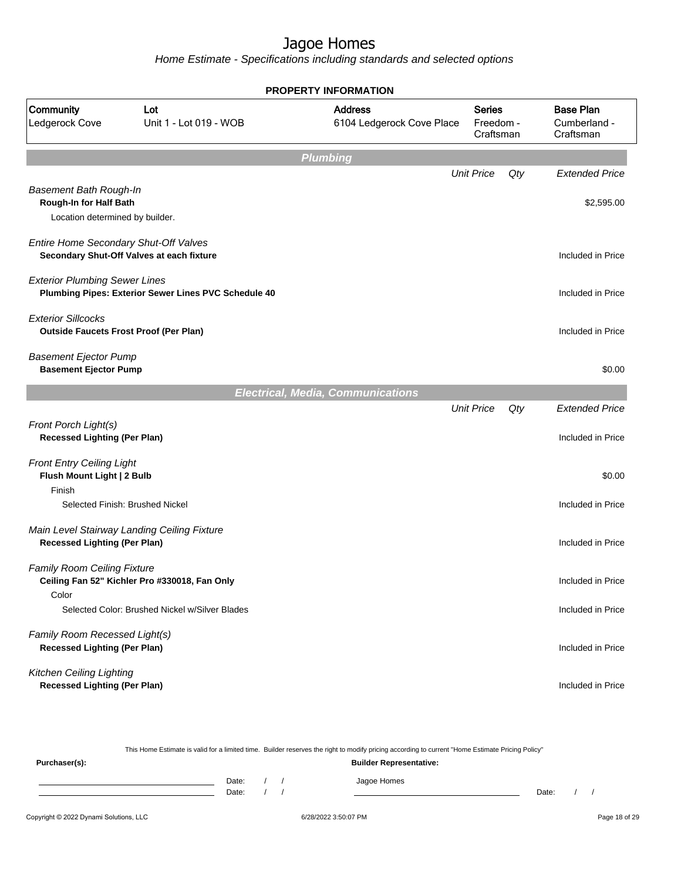# Jagoe Homes

*Home Estimate - Specifications including standards and selected options*

**PROPERTY INFORMATION**

| Community | Lot | Address | Series | Base Plan |
|---|---|---|---|---|
| Ledgerock Cove | Unit 1 - Lot 019 - WOB | 6104 Ledgerock Cove Place | Freedom - Craftsman | Cumberland - Craftsman |

## Plumbing

| | Unit Price | Qty | Extended Price |
|---|---|---|---|
| *Basement Bath Rough-In* | | | |
| **Rough-In for Half Bath** | | | $2,595.00 |
| Location determined by builder. | | | |
| *Entire Home Secondary Shut-Off Valves* | | | |
| **Secondary Shut-Off Valves at each fixture** | | | Included in Price |
| *Exterior Plumbing Sewer Lines* | | | |
| **Plumbing Pipes: Exterior Sewer Lines PVC Schedule 40** | | | Included in Price |
| *Exterior Sillcocks* | | | |
| **Outside Faucets Frost Proof (Per Plan)** | | | Included in Price |
| *Basement Ejector Pump* | | | |
| **Basement Ejector Pump** | | | $0.00 |

## Electrical, Media, Communications

| | Unit Price | Qty | Extended Price |
|---|---|---|---|
| *Front Porch Light(s)* | | | |
| **Recessed Lighting (Per Plan)** | | | Included in Price |
| *Front Entry Ceiling Light* | | | |
| **Flush Mount Light \| 2 Bulb** | | | $0.00 |
| Finish | | | |
| Selected Finish: Brushed Nickel | | | Included in Price |
| *Main Level Stairway Landing Ceiling Fixture* | | | |
| **Recessed Lighting (Per Plan)** | | | Included in Price |
| *Family Room Ceiling Fixture* | | | |
| **Ceiling Fan 52" Kichler Pro #330018, Fan Only** | | | Included in Price |
| Color | | | |
| Selected Color: Brushed Nickel w/Silver Blades | | | Included in Price |
| *Family Room Recessed Light(s)* | | | |
| **Recessed Lighting (Per Plan)** | | | Included in Price |
| *Kitchen Ceiling Lighting* | | | |
| **Recessed Lighting (Per Plan)** | | | Included in Price |

This Home Estimate is valid for a limited time. Builder reserves the right to modify pricing according to current "Home Estimate Pricing Policy"

**Purchaser(s):**

Date: / /

Date: / /

**Builder Representative:**

Jagoe Homes

Date: / /

Copyright © 2022 Dynami Solutions, LLC 6/28/2022 3:50:07 PM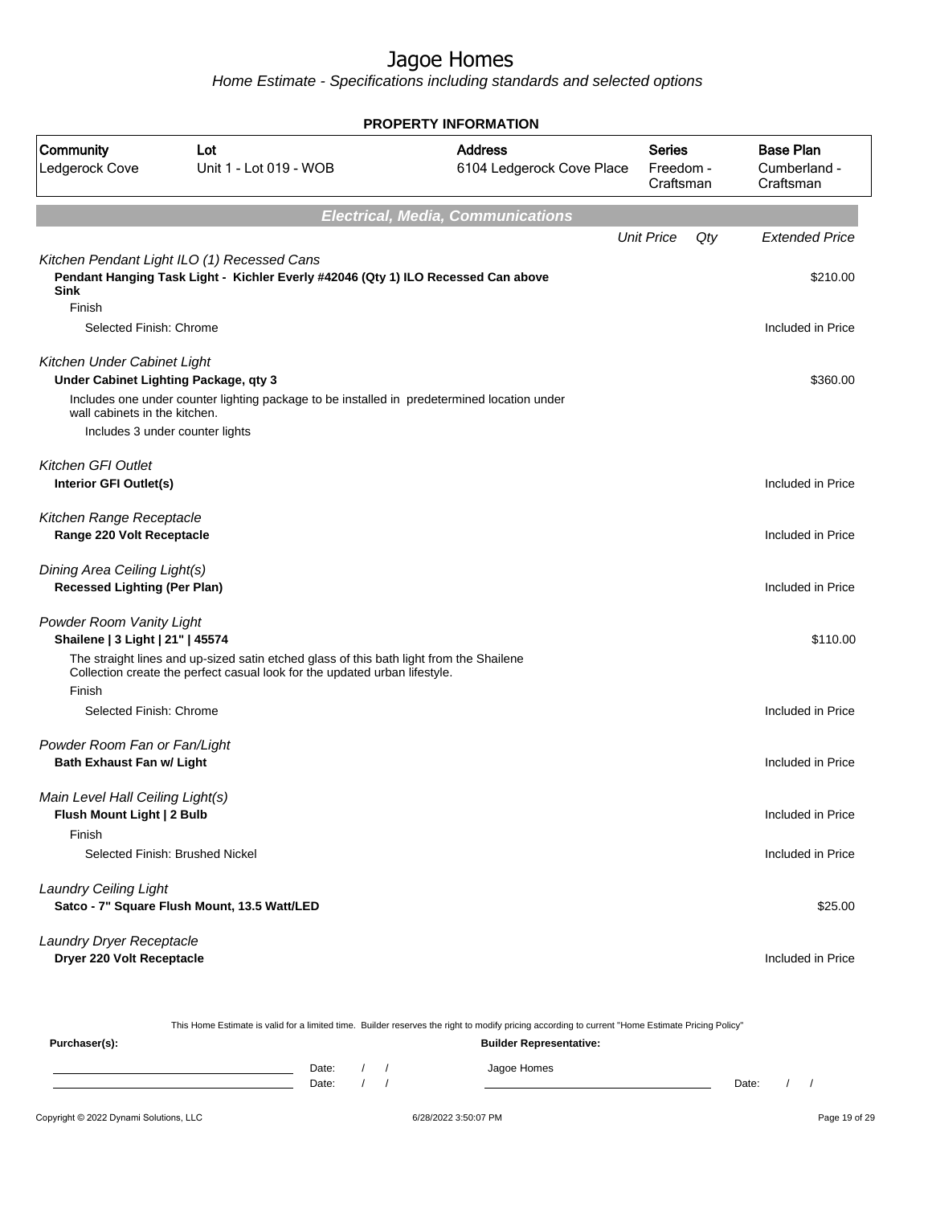# Jagoe Homes

*Home Estimate - Specifications including standards and selected options*

**PROPERTY INFORMATION**

| Community | Lot | Address | Series | Base Plan |
|---|---|---|---|---|
| Ledgerock Cove | Unit 1 - Lot 019 - WOB | 6104 Ledgerock Cove Place | Freedom - Craftsman | Cumberland - Craftsman |

## Electrical, Media, Communications

| | Unit Price | Qty | Extended Price |
|---|---|---|---|
| *Kitchen Pendant Light ILO (1) Recessed Cans* | | | |
| **Pendant Hanging Task Light - Kichler Everly #42046 (Qty 1) ILO Recessed Can above Sink** | | | $210.00 |
| Finish | | | |
| Selected Finish: Chrome | | | Included in Price |
| *Kitchen Under Cabinet Light* | | | |
| **Under Cabinet Lighting Package, qty 3** | | | $360.00 |
| Includes one under counter lighting package to be installed in predetermined location under wall cabinets in the kitchen. | | | |
| Includes 3 under counter lights | | | |
| *Kitchen GFI Outlet* | | | |
| **Interior GFI Outlet(s)** | | | Included in Price |
| *Kitchen Range Receptacle* | | | |
| **Range 220 Volt Receptacle** | | | Included in Price |
| *Dining Area Ceiling Light(s)* | | | |
| **Recessed Lighting (Per Plan)** | | | Included in Price |
| *Powder Room Vanity Light* | | | |
| **Shailene \| 3 Light \| 21" \| 45574** | | | $110.00 |
| The straight lines and up-sized satin etched glass of this bath light from the Shailene Collection create the perfect casual look for the updated urban lifestyle. | | | |
| Finish | | | |
| Selected Finish: Chrome | | | Included in Price |
| *Powder Room Fan or Fan/Light* | | | |
| **Bath Exhaust Fan w/ Light** | | | Included in Price |
| *Main Level Hall Ceiling Light(s)* | | | |
| **Flush Mount Light \| 2 Bulb** | | | Included in Price |
| Finish | | | |
| Selected Finish: Brushed Nickel | | | Included in Price |
| *Laundry Ceiling Light* | | | |
| **Satco - 7" Square Flush Mount, 13.5 Watt/LED** | | | $25.00 |
| *Laundry Dryer Receptacle* | | | |
| **Dryer 220 Volt Receptacle** | | | Included in Price |

This Home Estimate is valid for a limited time. Builder reserves the right to modify pricing according to current "Home Estimate Pricing Policy"

**Purchaser(s):**

Date: / /

Date: / /

**Builder Representative:**

Jagoe Homes

Date: / /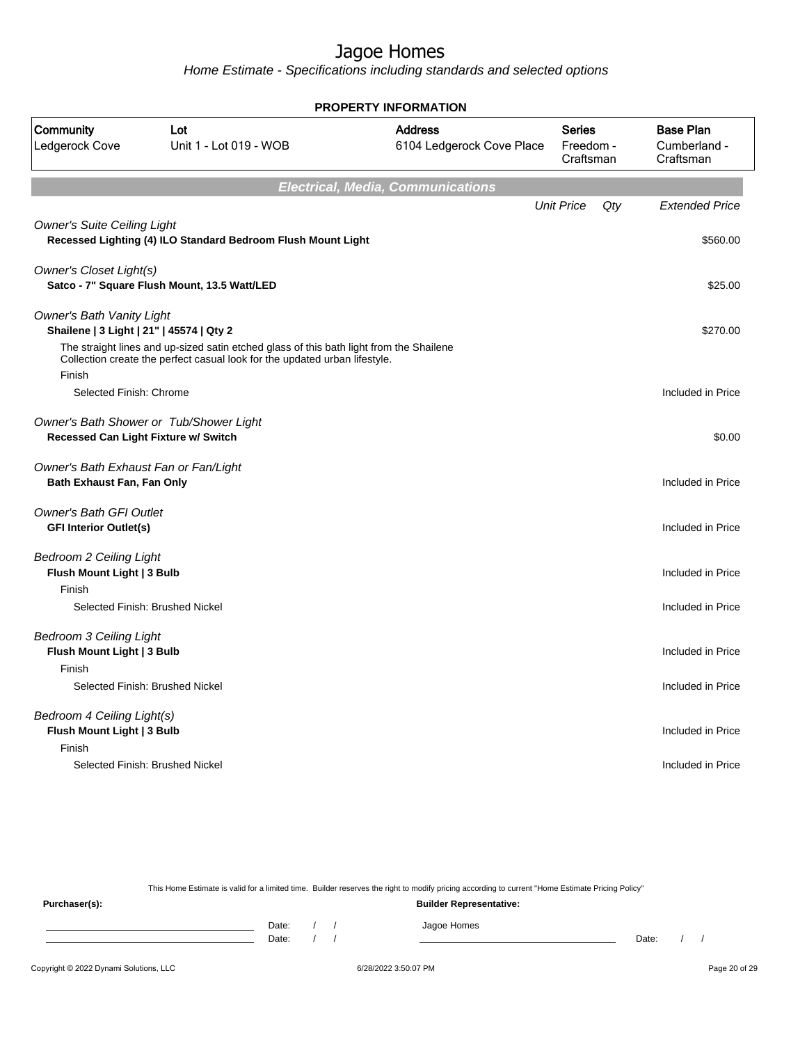# Jagoe Homes

*Home Estimate - Specifications including standards and selected options*

**PROPERTY INFORMATION**

| Community | Lot | Address | Series | Base Plan |
|---|---|---|---|---|
| Ledgerock Cove | Unit 1 - Lot 019 - WOB | 6104 Ledgerock Cove Place | Freedom - Craftsman | Cumberland - Craftsman |

## Electrical, Media, Communications

| | Unit Price | Qty | Extended Price |
|---|---|---|---|
| *Owner's Suite Ceiling Light* | | | |
| **Recessed Lighting (4) ILO Standard Bedroom Flush Mount Light** | | | $560.00 |
| *Owner's Closet Light(s)* | | | |
| **Satco - 7" Square Flush Mount, 13.5 Watt/LED** | | | $25.00 |
| *Owner's Bath Vanity Light* | | | |
| **Shailene \| 3 Light \| 21" \| 45574 \| Qty 2** | | | $270.00 |
| The straight lines and up-sized satin etched glass of this bath light from the Shailene Collection create the perfect casual look for the updated urban lifestyle. | | | |
| Finish | | | |
| Selected Finish: Chrome | | | Included in Price |
| *Owner's Bath Shower or Tub/Shower Light* | | | |
| **Recessed Can Light Fixture w/ Switch** | | | $0.00 |
| *Owner's Bath Exhaust Fan or Fan/Light* | | | |
| **Bath Exhaust Fan, Fan Only** | | | Included in Price |
| *Owner's Bath GFI Outlet* | | | |
| **GFI Interior Outlet(s)** | | | Included in Price |
| *Bedroom 2 Ceiling Light* | | | |
| **Flush Mount Light \| 3 Bulb** | | | Included in Price |
| Finish | | | |
| Selected Finish: Brushed Nickel | | | Included in Price |
| *Bedroom 3 Ceiling Light* | | | |
| **Flush Mount Light \| 3 Bulb** | | | Included in Price |
| Finish | | | |
| Selected Finish: Brushed Nickel | | | Included in Price |
| *Bedroom 4 Ceiling Light(s)* | | | |
| **Flush Mount Light \| 3 Bulb** | | | Included in Price |
| Finish | | | |
| Selected Finish: Brushed Nickel | | | Included in Price |

This Home Estimate is valid for a limited time. Builder reserves the right to modify pricing according to current "Home Estimate Pricing Policy"

**Purchaser(s):**

Date: / /

Date: / /

**Builder Representative:**

Jagoe Homes

Date: / /

Copyright © 2022 Dynami Solutions, LLC — 6/28/2022 3:50:07 PM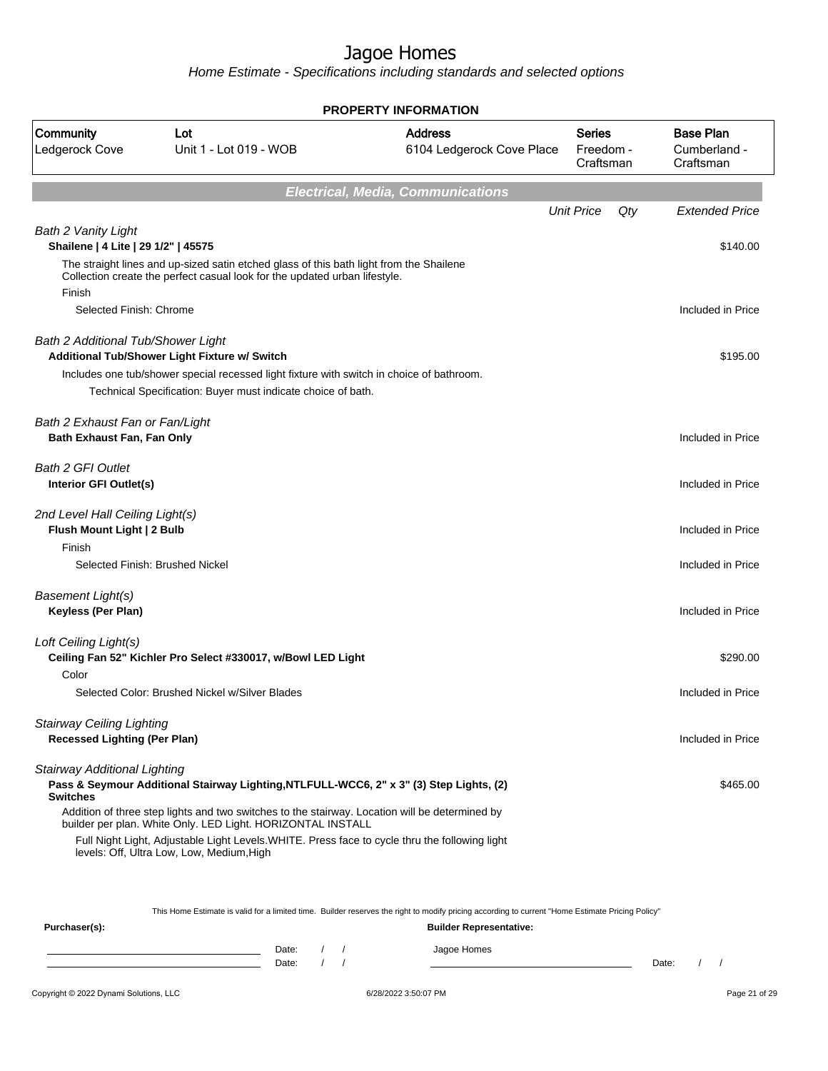# Jagoe Homes

*Home Estimate - Specifications including standards and selected options*

**PROPERTY INFORMATION**

| Community | Lot | Address | Series | Base Plan |
|---|---|---|---|---|
| Ledgerock Cove | Unit 1 - Lot 019 - WOB | 6104 Ledgerock Cove Place | Freedom - Craftsman | Cumberland - Craftsman |

## Electrical, Media, Communications

| | Unit Price | Qty | Extended Price |
|---|---|---|---|
| *Bath 2 Vanity Light* | | | |
| **Shailene \| 4 Lite \| 29 1/2" \| 45575** | | | $140.00 |
| The straight lines and up-sized satin etched glass of this bath light from the Shailene Collection create the perfect casual look for the updated urban lifestyle. | | | |
| Finish | | | |
| Selected Finish: Chrome | | | Included in Price |
| *Bath 2 Additional Tub/Shower Light* | | | |
| **Additional Tub/Shower Light Fixture w/ Switch** | | | $195.00 |
| Includes one tub/shower special recessed light fixture with switch in choice of bathroom. | | | |
| Technical Specification: Buyer must indicate choice of bath. | | | |
| *Bath 2 Exhaust Fan or Fan/Light* | | | |
| **Bath Exhaust Fan, Fan Only** | | | Included in Price |
| *Bath 2 GFI Outlet* | | | |
| **Interior GFI Outlet(s)** | | | Included in Price |
| *2nd Level Hall Ceiling Light(s)* | | | |
| **Flush Mount Light \| 2 Bulb** | | | Included in Price |
| Finish | | | |
| Selected Finish: Brushed Nickel | | | Included in Price |
| *Basement Light(s)* | | | |
| **Keyless (Per Plan)** | | | Included in Price |
| *Loft Ceiling Light(s)* | | | |
| **Ceiling Fan 52" Kichler Pro Select #330017, w/Bowl LED Light** | | | $290.00 |
| Color | | | |
| Selected Color: Brushed Nickel w/Silver Blades | | | Included in Price |
| *Stairway Ceiling Lighting* | | | |
| **Recessed Lighting (Per Plan)** | | | Included in Price |
| *Stairway Additional Lighting* | | | |
| **Pass & Seymour Additional Stairway Lighting,NTLFULL-WCC6, 2" x 3" (3) Step Lights, (2) Switches** | | | $465.00 |
| Addition of three step lights and two switches to the stairway. Location will be determined by builder per plan. White Only. LED Light. HORIZONTAL INSTALL | | | |
| Full Night Light, Adjustable Light Levels.WHITE. Press face to cycle thru the following light levels: Off, Ultra Low, Low, Medium,High | | | |

This Home Estimate is valid for a limited time. Builder reserves the right to modify pricing according to current "Home Estimate Pricing Policy"

**Purchaser(s):** Date: / / Date: / /

**Builder Representative:** Jagoe Homes Date: / /

Copyright © 2022 Dynami Solutions, LLC 6/28/2022 3:50:07 PM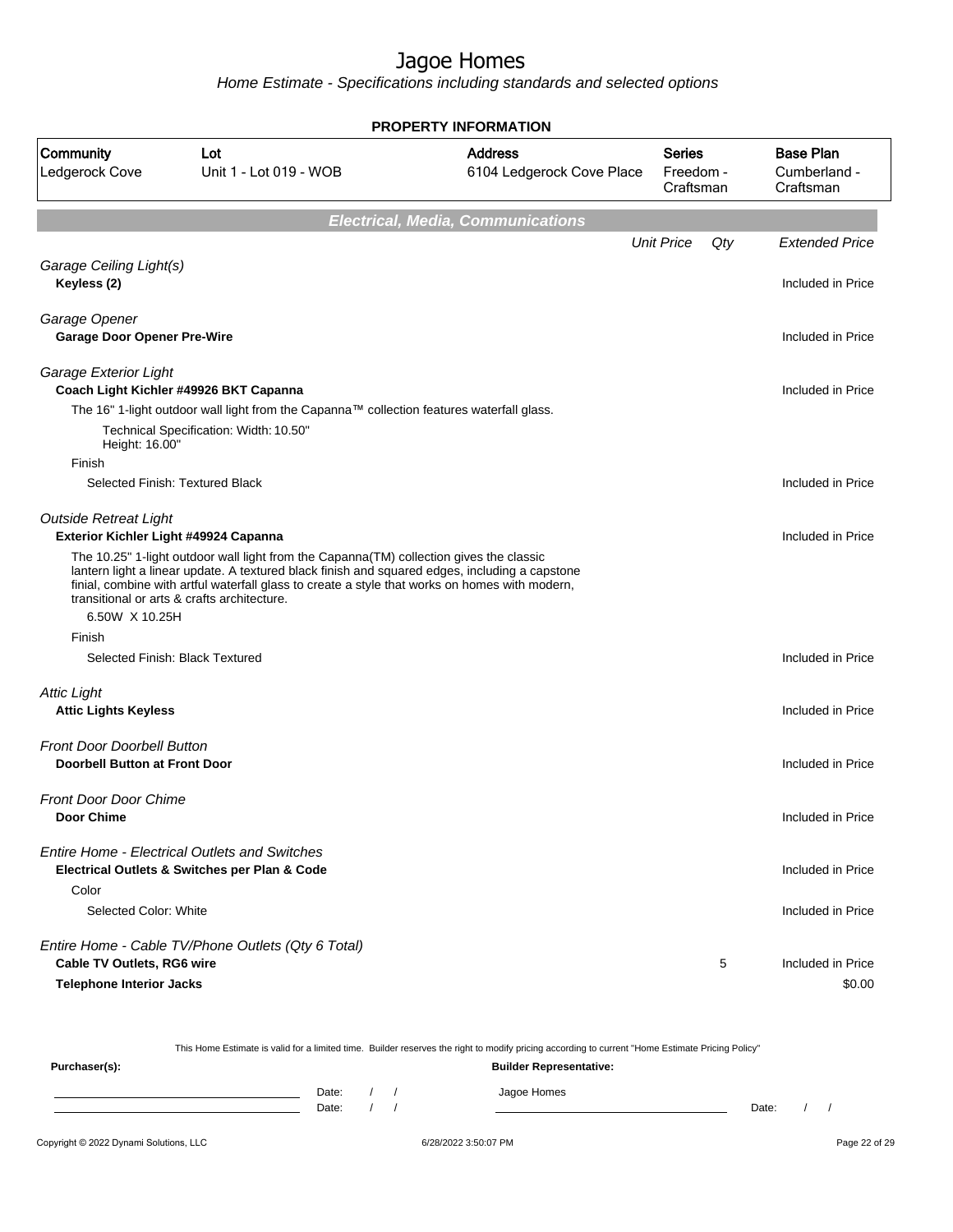# Jagoe Homes

*Home Estimate - Specifications including standards and selected options*

## PROPERTY INFORMATION

| Community | Lot | Address | Series | Base Plan |
|---|---|---|---|---|
| Ledgerock Cove | Unit 1 - Lot 019 - WOB | 6104 Ledgerock Cove Place | Freedom - Craftsman | Cumberland - Craftsman |

## Electrical, Media, Communications

| | Unit Price | Qty | Extended Price |
|---|---|---|---|
| *Garage Ceiling Light(s)* | | | |
| **Keyless (2)** | | | Included in Price |
| *Garage Opener* | | | |
| **Garage Door Opener Pre-Wire** | | | Included in Price |
| *Garage Exterior Light* | | | |
| **Coach Light Kichler #49926 BKT Capanna** | | | Included in Price |
| The 16" 1-light outdoor wall light from the Capanna™ collection features waterfall glass. | | | |
| Technical Specification: Width: 10.50" Height: 16.00" | | | |
| Finish | | | |
| Selected Finish: Textured Black | | | Included in Price |
| *Outside Retreat Light* | | | |
| **Exterior Kichler Light #49924 Capanna** | | | Included in Price |
| The 10.25" 1-light outdoor wall light from the Capanna(TM) collection gives the classic lantern light a linear update. A textured black finish and squared edges, including a capstone finial, combine with artful waterfall glass to create a style that works on homes with modern, transitional or arts & crafts architecture. | | | |
| 6.50W X 10.25H | | | |
| Finish | | | |
| Selected Finish: Black Textured | | | Included in Price |
| *Attic Light* | | | |
| **Attic Lights Keyless** | | | Included in Price |
| *Front Door Doorbell Button* | | | |
| **Doorbell Button at Front Door** | | | Included in Price |
| *Front Door Door Chime* | | | |
| **Door Chime** | | | Included in Price |
| *Entire Home - Electrical Outlets and Switches* | | | |
| **Electrical Outlets & Switches per Plan & Code** | | | Included in Price |
| Color | | | |
| Selected Color: White | | | Included in Price |
| *Entire Home - Cable TV/Phone Outlets (Qty 6 Total)* | | | |
| **Cable TV Outlets, RG6 wire** | | 5 | Included in Price |
| **Telephone Interior Jacks** | | | $0.00 |

This Home Estimate is valid for a limited time. Builder reserves the right to modify pricing according to current "Home Estimate Pricing Policy"

**Purchaser(s):** Date: / / Date: / /

**Builder Representative:** Jagoe Homes Date: / /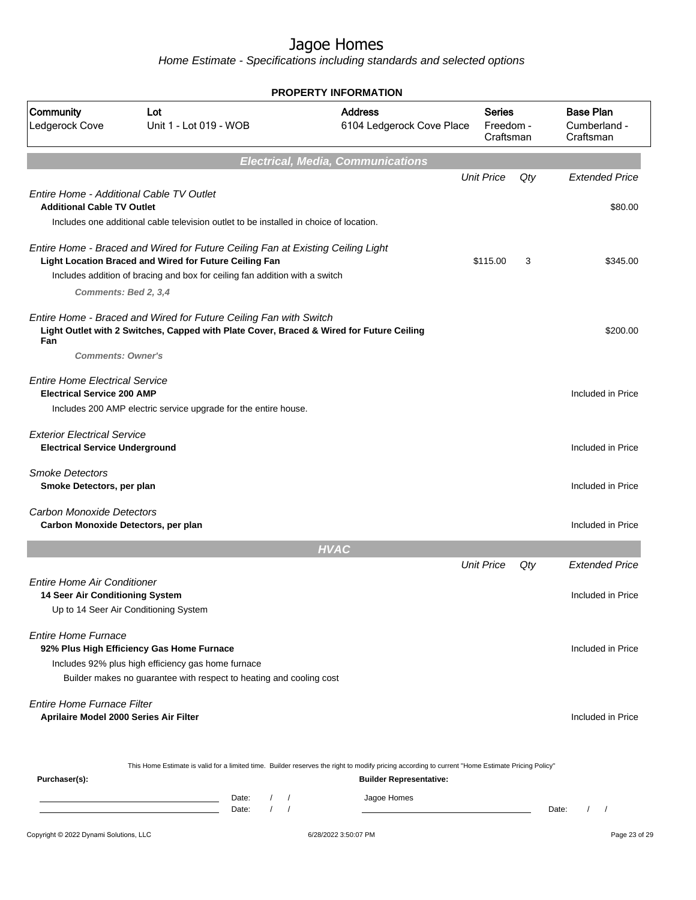# Jagoe Homes

*Home Estimate - Specifications including standards and selected options*

**PROPERTY INFORMATION**

| Community | Lot | Address | Series | Base Plan |
|---|---|---|---|---|
| Ledgerock Cove | Unit 1 - Lot 019 - WOB | 6104 Ledgerock Cove Place | Freedom - Craftsman | Cumberland - Craftsman |

## Electrical, Media, Communications

| | Unit Price | Qty | Extended Price |
|---|---|---|---|
| *Entire Home - Additional Cable TV Outlet* | | | |
| **Additional Cable TV Outlet** | | | $80.00 |
| Includes one additional cable television outlet to be installed in choice of location. | | | |
| *Entire Home - Braced and Wired for Future Ceiling Fan at Existing Ceiling Light* | | | |
| **Light Location Braced and Wired for Future Ceiling Fan** | $115.00 | 3 | $345.00 |
| Includes addition of bracing and box for ceiling fan addition with a switch | | | |
| ***Comments: Bed 2, 3,4*** | | | |
| *Entire Home - Braced and Wired for Future Ceiling Fan with Switch* | | | |
| **Light Outlet with 2 Switches, Capped with Plate Cover, Braced & Wired for Future Ceiling Fan** | | | $200.00 |
| ***Comments: Owner's*** | | | |
| *Entire Home Electrical Service* | | | |
| **Electrical Service 200 AMP** | | | Included in Price |
| Includes 200 AMP electric service upgrade for the entire house. | | | |
| *Exterior Electrical Service* | | | |
| **Electrical Service Underground** | | | Included in Price |
| *Smoke Detectors* | | | |
| **Smoke Detectors, per plan** | | | Included in Price |
| *Carbon Monoxide Detectors* | | | |
| **Carbon Monoxide Detectors, per plan** | | | Included in Price |

## HVAC

| | Unit Price | Qty | Extended Price |
|---|---|---|---|
| *Entire Home Air Conditioner* | | | |
| **14 Seer Air Conditioning System** | | | Included in Price |
| Up to 14 Seer Air Conditioning System | | | |
| *Entire Home Furnace* | | | |
| **92% Plus High Efficiency Gas Home Furnace** | | | Included in Price |
| Includes 92% plus high efficiency gas home furnace | | | |
| Builder makes no guarantee with respect to heating and cooling cost | | | |
| *Entire Home Furnace Filter* | | | |
| **Aprilaire Model 2000 Series Air Filter** | | | Included in Price |

This Home Estimate is valid for a limited time. Builder reserves the right to modify pricing according to current "Home Estimate Pricing Policy"

**Purchaser(s):** ____________________ Date: / /
____________________ Date: / /

**Builder Representative:**
Jagoe Homes
____________________ Date: / /

Copyright © 2022 Dynami Solutions, LLC — 6/28/2022 3:50:07 PM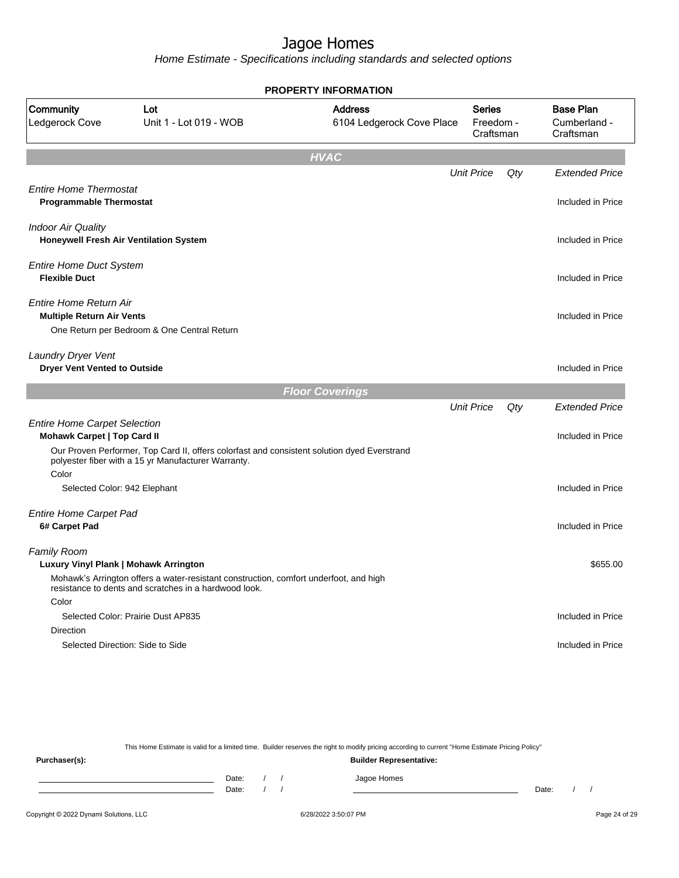# Jagoe Homes

*Home Estimate - Specifications including standards and selected options*

## PROPERTY INFORMATION

| Community | Lot | Address | Series | Base Plan |
|---|---|---|---|---|
| Ledgerock Cove | Unit 1 - Lot 019 - WOB | 6104 Ledgerock Cove Place | Freedom - Craftsman | Cumberland - Craftsman |

## HVAC

| | Unit Price | Qty | Extended Price |
|---|---|---|---|
| *Entire Home Thermostat* | | | |
| **Programmable Thermostat** | | | Included in Price |
| *Indoor Air Quality* | | | |
| **Honeywell Fresh Air Ventilation System** | | | Included in Price |
| *Entire Home Duct System* | | | |
| **Flexible Duct** | | | Included in Price |
| *Entire Home Return Air* | | | |
| **Multiple Return Air Vents** | | | Included in Price |
| One Return per Bedroom & One Central Return | | | |
| *Laundry Dryer Vent* | | | |
| **Dryer Vent Vented to Outside** | | | Included in Price |

## Floor Coverings

| | Unit Price | Qty | Extended Price |
|---|---|---|---|
| *Entire Home Carpet Selection* | | | |
| **Mohawk Carpet \| Top Card II** | | | Included in Price |
| Our Proven Performer, Top Card II, offers colorfast and consistent solution dyed Everstrand polyester fiber with a 15 yr Manufacturer Warranty. | | | |
| Color | | | |
| Selected Color: 942 Elephant | | | Included in Price |
| *Entire Home Carpet Pad* | | | |
| **6# Carpet Pad** | | | Included in Price |
| *Family Room* | | | |
| **Luxury Vinyl Plank \| Mohawk Arrington** | | | $655.00 |
| Mohawk's Arrington offers a water-resistant construction, comfort underfoot, and high resistance to dents and scratches in a hardwood look. | | | |
| Color | | | |
| Selected Color: Prairie Dust AP835 | | | Included in Price |
| Direction | | | |
| Selected Direction: Side to Side | | | Included in Price |

This Home Estimate is valid for a limited time. Builder reserves the right to modify pricing according to current "Home Estimate Pricing Policy"

**Purchaser(s):** Date: / / Date: / /

**Builder Representative:** Jagoe Homes Date: / /

Copyright © 2022 Dynami Solutions, LLC 6/28/2022 3:50:07 PM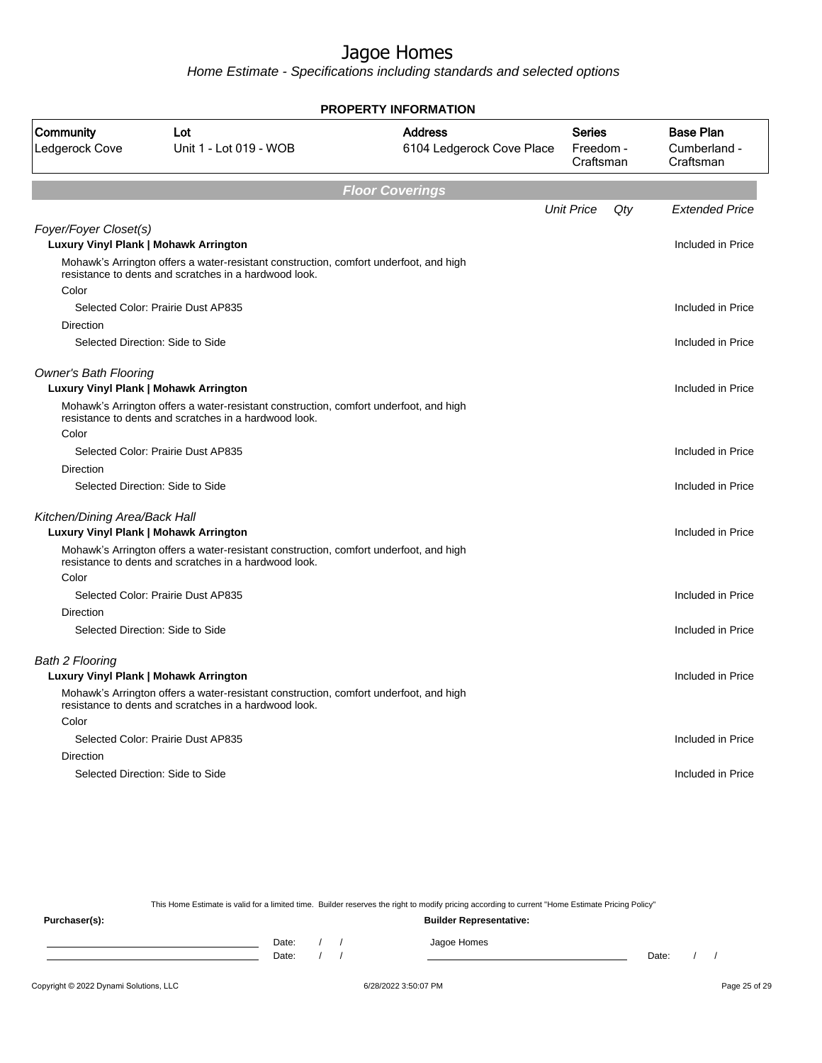# Jagoe Homes

*Home Estimate - Specifications including standards and selected options*

**PROPERTY INFORMATION**

| Community | Lot | Address | Series | Base Plan |
|---|---|---|---|---|
| Ledgerock Cove | Unit 1 - Lot 019 - WOB | 6104 Ledgerock Cove Place | Freedom - Craftsman | Cumberland - Craftsman |

## Floor Coverings

| | Unit Price | Qty | Extended Price |
|---|---|---|---|
| *Foyer/Foyer Closet(s)* | | | |
| **Luxury Vinyl Plank \| Mohawk Arrington** | | | Included in Price |
| Mohawk's Arrington offers a water-resistant construction, comfort underfoot, and high resistance to dents and scratches in a hardwood look. | | | |
| Color | | | |
| Selected Color: Prairie Dust AP835 | | | Included in Price |
| Direction | | | |
| Selected Direction: Side to Side | | | Included in Price |
| *Owner's Bath Flooring* | | | |
| **Luxury Vinyl Plank \| Mohawk Arrington** | | | Included in Price |
| Mohawk's Arrington offers a water-resistant construction, comfort underfoot, and high resistance to dents and scratches in a hardwood look. | | | |
| Color | | | |
| Selected Color: Prairie Dust AP835 | | | Included in Price |
| Direction | | | |
| Selected Direction: Side to Side | | | Included in Price |
| *Kitchen/Dining Area/Back Hall* | | | |
| **Luxury Vinyl Plank \| Mohawk Arrington** | | | Included in Price |
| Mohawk's Arrington offers a water-resistant construction, comfort underfoot, and high resistance to dents and scratches in a hardwood look. | | | |
| Color | | | |
| Selected Color: Prairie Dust AP835 | | | Included in Price |
| Direction | | | |
| Selected Direction: Side to Side | | | Included in Price |
| *Bath 2 Flooring* | | | |
| **Luxury Vinyl Plank \| Mohawk Arrington** | | | Included in Price |
| Mohawk's Arrington offers a water-resistant construction, comfort underfoot, and high resistance to dents and scratches in a hardwood look. | | | |
| Color | | | |
| Selected Color: Prairie Dust AP835 | | | Included in Price |
| Direction | | | |
| Selected Direction: Side to Side | | | Included in Price |

This Home Estimate is valid for a limited time. Builder reserves the right to modify pricing according to current "Home Estimate Pricing Policy"

**Purchaser(s):** **Builder Representative:**

Date: / / Jagoe Homes

Date: / / Date: / /

Copyright © 2022 Dynami Solutions, LLC 6/28/2022 3:50:07 PM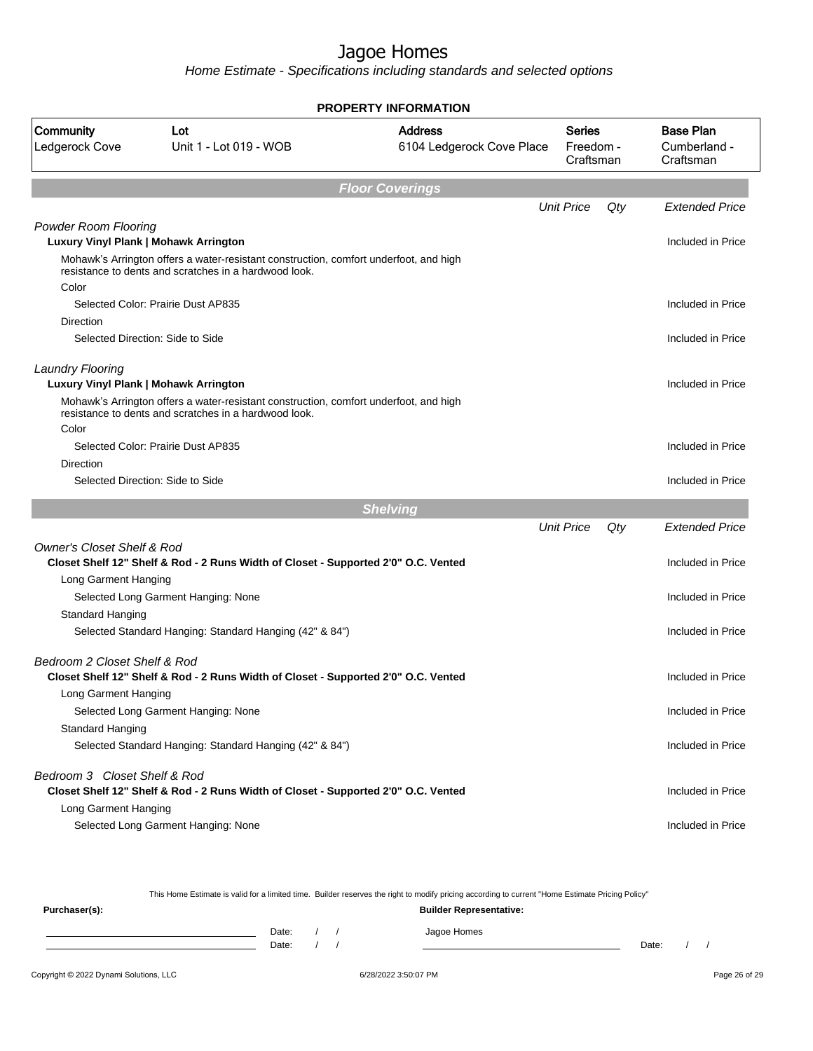# Jagoe Homes

*Home Estimate - Specifications including standards and selected options*

## PROPERTY INFORMATION

| Community | Lot | Address | Series | Base Plan |
|---|---|---|---|---|
| Ledgerock Cove | Unit 1 - Lot 019 - WOB | 6104 Ledgerock Cove Place | Freedom - Craftsman | Cumberland - Craftsman |

## *Floor Coverings*

| | Unit Price | Qty | Extended Price |
|---|---|---|---|
| *Powder Room Flooring* | | | |
| **Luxury Vinyl Plank \| Mohawk Arrington** | | | Included in Price |
| Mohawk's Arrington offers a water-resistant construction, comfort underfoot, and high resistance to dents and scratches in a hardwood look. | | | |
| Color | | | |
| Selected Color: Prairie Dust AP835 | | | Included in Price |
| Direction | | | |
| Selected Direction: Side to Side | | | Included in Price |
| *Laundry Flooring* | | | |
| **Luxury Vinyl Plank \| Mohawk Arrington** | | | Included in Price |
| Mohawk's Arrington offers a water-resistant construction, comfort underfoot, and high resistance to dents and scratches in a hardwood look. | | | |
| Color | | | |
| Selected Color: Prairie Dust AP835 | | | Included in Price |
| Direction | | | |
| Selected Direction: Side to Side | | | Included in Price |

## *Shelving*

| | Unit Price | Qty | Extended Price |
|---|---|---|---|
| *Owner's Closet Shelf & Rod* | | | |
| **Closet Shelf 12" Shelf & Rod - 2 Runs Width of Closet - Supported 2'0" O.C. Vented** | | | Included in Price |
| Long Garment Hanging | | | |
| Selected Long Garment Hanging: None | | | Included in Price |
| Standard Hanging | | | |
| Selected Standard Hanging: Standard Hanging (42" & 84") | | | Included in Price |
| *Bedroom 2 Closet Shelf & Rod* | | | |
| **Closet Shelf 12" Shelf & Rod - 2 Runs Width of Closet - Supported 2'0" O.C. Vented** | | | Included in Price |
| Long Garment Hanging | | | |
| Selected Long Garment Hanging: None | | | Included in Price |
| Standard Hanging | | | |
| Selected Standard Hanging: Standard Hanging (42" & 84") | | | Included in Price |
| *Bedroom 3 Closet Shelf & Rod* | | | |
| **Closet Shelf 12" Shelf & Rod - 2 Runs Width of Closet - Supported 2'0" O.C. Vented** | | | Included in Price |
| Long Garment Hanging | | | |
| Selected Long Garment Hanging: None | | | Included in Price |

This Home Estimate is valid for a limited time. Builder reserves the right to modify pricing according to current "Home Estimate Pricing Policy"

**Purchaser(s):**

Date: / /

Date: / /

**Builder Representative:**

Jagoe Homes

Date: / /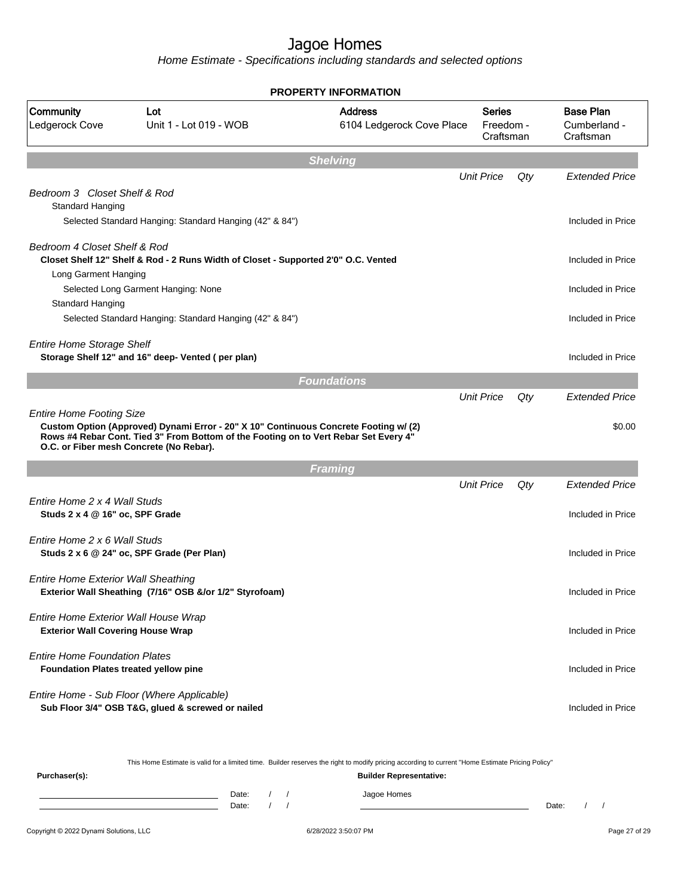# Jagoe Homes

*Home Estimate - Specifications including standards and selected options*

**PROPERTY INFORMATION**

| Community | Lot | Address | Series | Base Plan |
|---|---|---|---|---|
| Ledgerock Cove | Unit 1 - Lot 019 - WOB | 6104 Ledgerock Cove Place | Freedom - Craftsman | Cumberland - Craftsman |

## Shelving

| | Unit Price | Qty | Extended Price |
|---|---|---|---|
| *Bedroom 3 Closet Shelf & Rod* | | | |
| Standard Hanging | | | |
| Selected Standard Hanging: Standard Hanging (42" & 84") | | | Included in Price |
| *Bedroom 4 Closet Shelf & Rod* | | | |
| **Closet Shelf 12" Shelf & Rod - 2 Runs Width of Closet - Supported 2'0" O.C. Vented** | | | Included in Price |
| Long Garment Hanging | | | |
| Selected Long Garment Hanging: None | | | Included in Price |
| Standard Hanging | | | |
| Selected Standard Hanging: Standard Hanging (42" & 84") | | | Included in Price |
| *Entire Home Storage Shelf* | | | |
| **Storage Shelf 12" and 16" deep- Vented ( per plan)** | | | Included in Price |

## Foundations

| | Unit Price | Qty | Extended Price |
|---|---|---|---|
| *Entire Home Footing Size* | | | |
| **Custom Option (Approved) Dynami Error - 20" X 10" Continuous Concrete Footing w/ (2) Rows #4 Rebar Cont. Tied 3" From Bottom of the Footing on to Vert Rebar Set Every 4" O.C. or Fiber mesh Concrete (No Rebar).** | | | $0.00 |

## Framing

| | Unit Price | Qty | Extended Price |
|---|---|---|---|
| *Entire Home 2 x 4 Wall Studs* | | | |
| **Studs 2 x 4 @ 16" oc, SPF Grade** | | | Included in Price |
| *Entire Home 2 x 6 Wall Studs* | | | |
| **Studs 2 x 6 @ 24" oc, SPF Grade (Per Plan)** | | | Included in Price |
| *Entire Home Exterior Wall Sheathing* | | | |
| **Exterior Wall Sheathing (7/16" OSB &/or 1/2" Styrofoam)** | | | Included in Price |
| *Entire Home Exterior Wall House Wrap* | | | |
| **Exterior Wall Covering House Wrap** | | | Included in Price |
| *Entire Home Foundation Plates* | | | |
| **Foundation Plates treated yellow pine** | | | Included in Price |
| *Entire Home - Sub Floor (Where Applicable)* | | | |
| **Sub Floor 3/4" OSB T&G, glued & screwed or nailed** | | | Included in Price |

This Home Estimate is valid for a limited time. Builder reserves the right to modify pricing according to current "Home Estimate Pricing Policy"

**Purchaser(s):** 

Date: / /
Date: / /

**Builder Representative:**

Jagoe Homes

Date: / /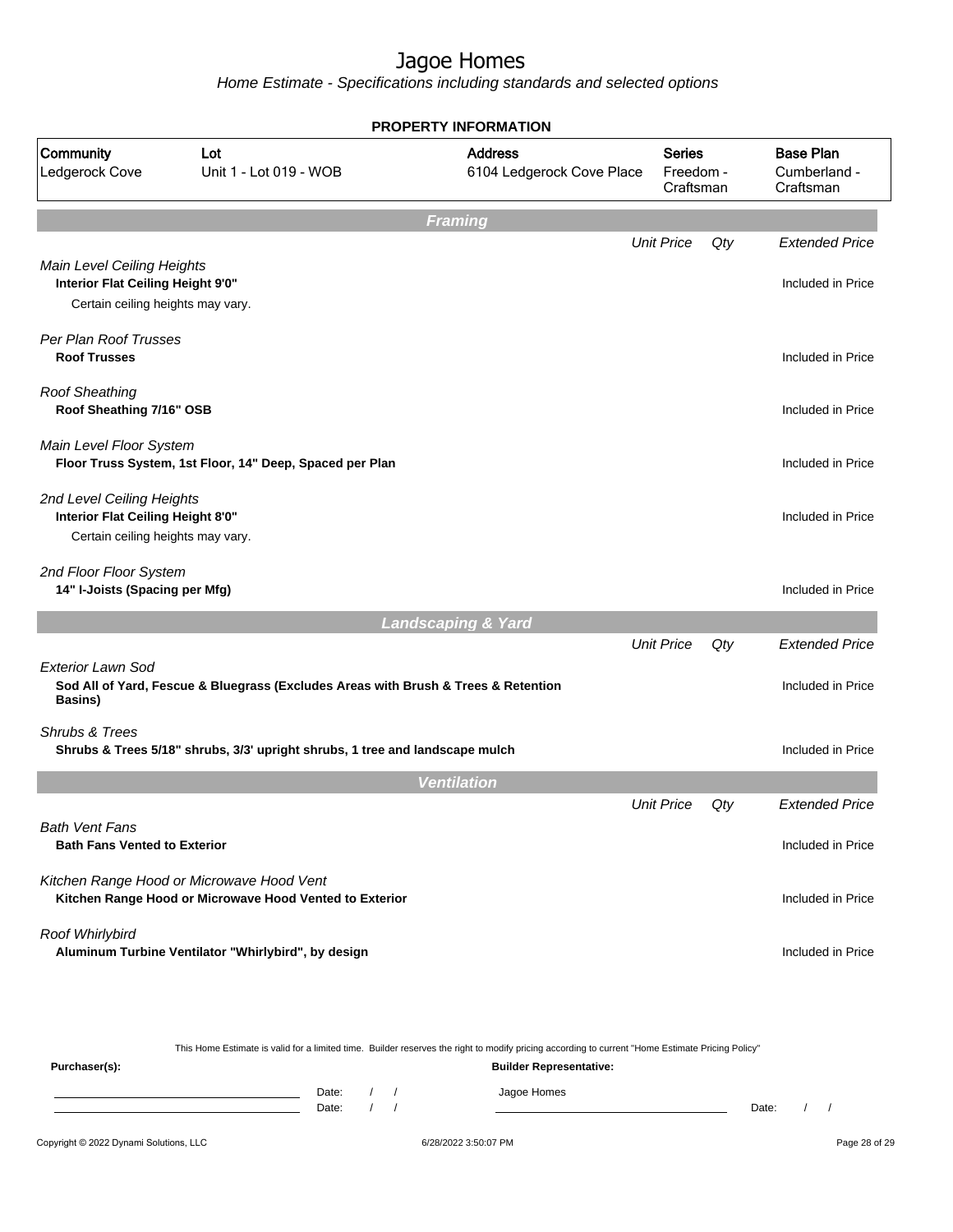# Jagoe Homes

*Home Estimate - Specifications including standards and selected options*

## PROPERTY INFORMATION

| Community | Lot | Address | Series | Base Plan |
|---|---|---|---|---|
| Ledgerock Cove | Unit 1 - Lot 019 - WOB | 6104 Ledgerock Cove Place | Freedom - Craftsman | Cumberland - Craftsman |

## Framing

| | Unit Price | Qty | Extended Price |
|---|---|---|---|
| *Main Level Ceiling Heights*<br>**Interior Flat Ceiling Height 9'0"**<br>Certain ceiling heights may vary. | | | Included in Price |
| *Per Plan Roof Trusses*<br>**Roof Trusses** | | | Included in Price |
| *Roof Sheathing*<br>**Roof Sheathing 7/16" OSB** | | | Included in Price |
| *Main Level Floor System*<br>**Floor Truss System, 1st Floor, 14" Deep, Spaced per Plan** | | | Included in Price |
| *2nd Level Ceiling Heights*<br>**Interior Flat Ceiling Height 8'0"**<br>Certain ceiling heights may vary. | | | Included in Price |
| *2nd Floor Floor System*<br>**14" I-Joists (Spacing per Mfg)** | | | Included in Price |

## Landscaping & Yard

| | Unit Price | Qty | Extended Price |
|---|---|---|---|
| *Exterior Lawn Sod*<br>**Sod All of Yard, Fescue & Bluegrass (Excludes Areas with Brush & Trees & Retention Basins)** | | | Included in Price |
| *Shrubs & Trees*<br>**Shrubs & Trees 5/18" shrubs, 3/3' upright shrubs, 1 tree and landscape mulch** | | | Included in Price |

## Ventilation

| | Unit Price | Qty | Extended Price |
|---|---|---|---|
| *Bath Vent Fans*<br>**Bath Fans Vented to Exterior** | | | Included in Price |
| *Kitchen Range Hood or Microwave Hood Vent*<br>**Kitchen Range Hood or Microwave Hood Vented to Exterior** | | | Included in Price |
| *Roof Whirlybird*<br>**Aluminum Turbine Ventilator "Whirlybird", by design** | | | Included in Price |

This Home Estimate is valid for a limited time. Builder reserves the right to modify pricing according to current "Home Estimate Pricing Policy"

**Purchaser(s):** **Builder Representative:**

\_\_\_\_\_\_\_\_\_\_\_\_\_\_\_\_\_\_\_\_ Date: / /
\_\_\_\_\_\_\_\_\_\_\_\_\_\_\_\_\_\_\_\_ Date: / /

Jagoe Homes
\_\_\_\_\_\_\_\_\_\_\_\_\_\_\_\_\_\_\_\_ Date: / /

Copyright © 2022 Dynami Solutions, LLC 6/28/2022 3:50:07 PM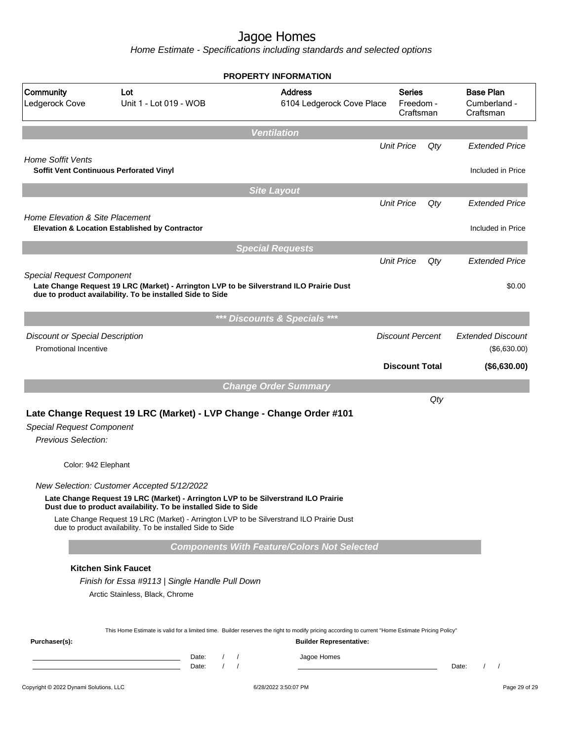# Jagoe Homes

*Home Estimate - Specifications including standards and selected options*

**PROPERTY INFORMATION**

| Community | Lot | Address | Series | Base Plan |
| --- | --- | --- | --- | --- |
| Ledgerock Cove | Unit 1 - Lot 019 - WOB | 6104 Ledgerock Cove Place | Freedom - Craftsman | Cumberland - Craftsman |

## Ventilation

| | Unit Price | Qty | Extended Price |
| --- | --- | --- | --- |
| *Home Soffit Vents* | | | |
| **Soffit Vent Continuous Perforated Vinyl** | | | Included in Price |

## Site Layout

| | Unit Price | Qty | Extended Price |
| --- | --- | --- | --- |
| *Home Elevation & Site Placement* | | | |
| **Elevation & Location Established by Contractor** | | | Included in Price |

## Special Requests

| | Unit Price | Qty | Extended Price |
| --- | --- | --- | --- |
| *Special Request Component* | | | |
| **Late Change Request 19 LRC (Market) - Arrington LVP to be Silverstrand ILO Prairie Dust due to product availability. To be installed Side to Side** | | | $0.00 |

## *** Discounts & Specials ***

| Discount or Special Description | Discount Percent | Extended Discount |
| --- | --- | --- |
| Promotional Incentive | | ($6,630.00) |
| | **Discount Total** | **($6,630.00)** |

## Change Order Summary

Qty

### Late Change Request 19 LRC (Market) - LVP Change - Change Order #101

*Special Request Component*

*Previous Selection:*

Color: 942 Elephant

*New Selection: Customer Accepted 5/12/2022*

**Late Change Request 19 LRC (Market) - Arrington LVP to be Silverstrand ILO Prairie Dust due to product availability. To be installed Side to Side**

Late Change Request 19 LRC (Market) - Arrington LVP to be Silverstrand ILO Prairie Dust due to product availability. To be installed Side to Side

## Components With Feature/Colors Not Selected

**Kitchen Sink Faucet**

*Finish for Essa #9113 | Single Handle Pull Down*

Arctic Stainless, Black, Chrome

This Home Estimate is valid for a limited time. Builder reserves the right to modify pricing according to current "Home Estimate Pricing Policy"

**Purchaser(s):**

________________________ Date: / /

________________________ Date: / /

**Builder Representative:**

Jagoe Homes

________________________ Date: / /

Copyright © 2022 Dynami Solutions, LLC — 6/28/2022 3:50:07 PM